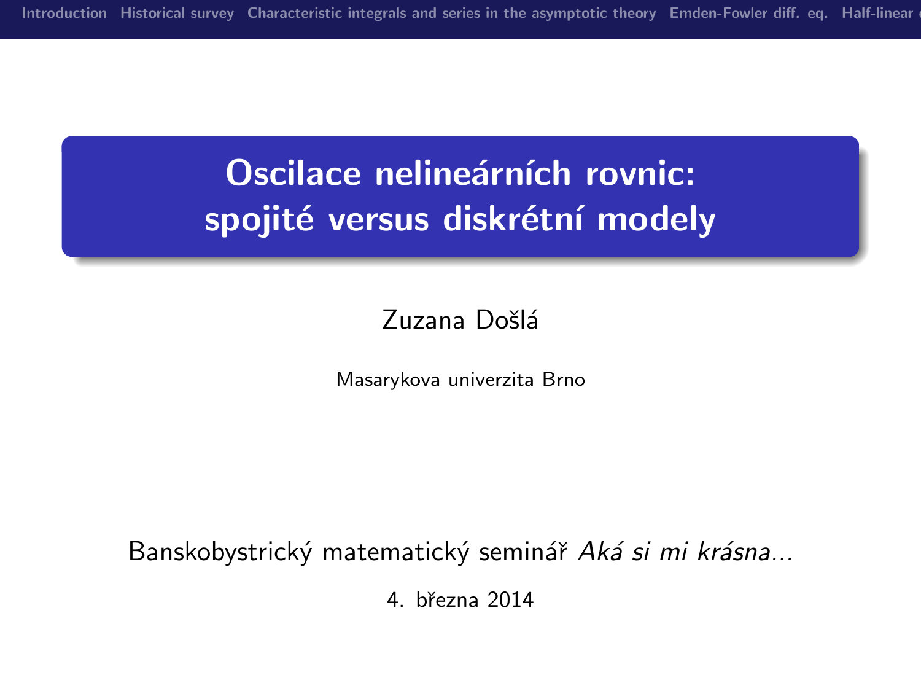# Oscilace nelineárních rovnic: spojité versus diskrétní modely

Zuzana Došlá

Masarykova univerzita Brno

Banskobystrický matematický seminář *Aká si mi krásna...*

4. března 2014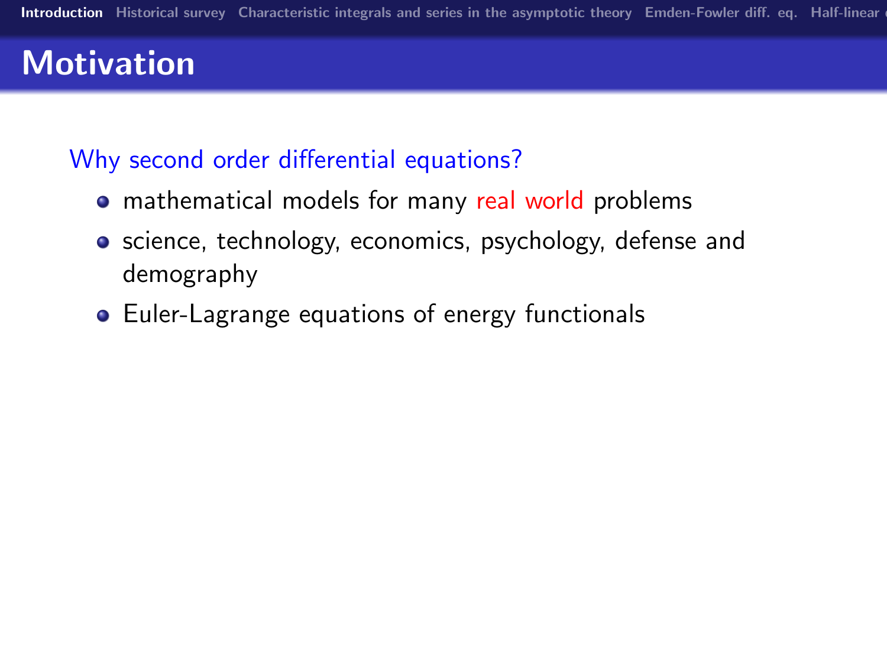# Motivation

Why second order differential equations?

- mathematical models for many real world problems
- science, technology, economics, psychology, defense and demography
- Euler-Lagrange equations of energy functionals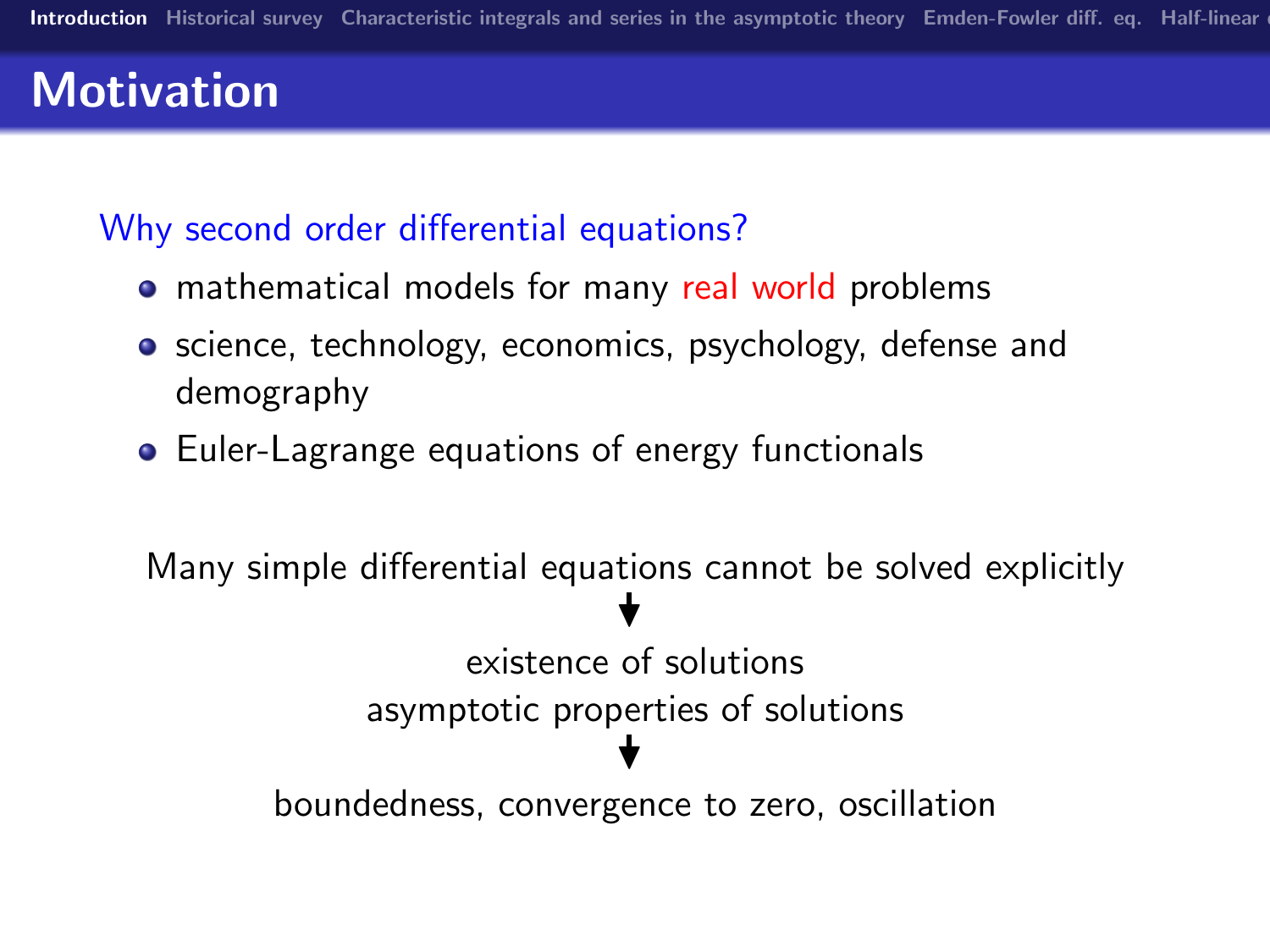# Motivation

Why second order differential equations?

- mathematical models for many real world problems
- science, technology, economics, psychology, defense and demography
- Euler-Lagrange equations of energy functionals

Many simple differential equations cannot be solved explicitly

↓

existence of solutions

asymptotic properties of solutions

↓

boundedness, convergence to zero, oscillation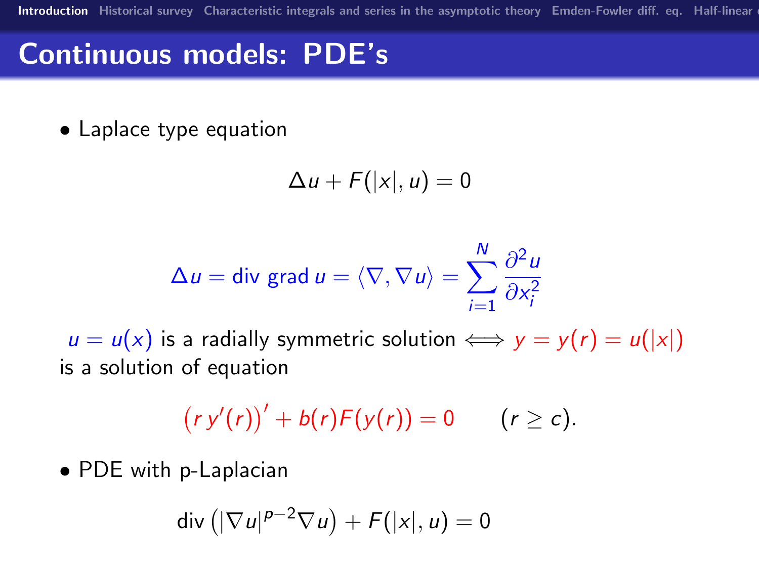# Continuous models: PDE's

- Laplace type equation

$$\Delta u + F(|x|, u) = 0$$

$$\Delta u = \operatorname{div}\, \operatorname{grad} u = \langle \nabla, \nabla u \rangle = \sum_{i=1}^{N} \frac{\partial^2 u}{\partial x_i^2}$$

$u = u(x)$ is a radially symmetric solution $\iff$ $y = y(r) = u(|x|)$ is a solution of equation

$$\left(r\, y'(r)\right)' + b(r) F(y(r)) = 0 \qquad (r \geq c).$$

- PDE with p-Laplacian

$$\operatorname{div}\left(|\nabla u|^{p-2} \nabla u\right) + F(|x|, u) = 0$$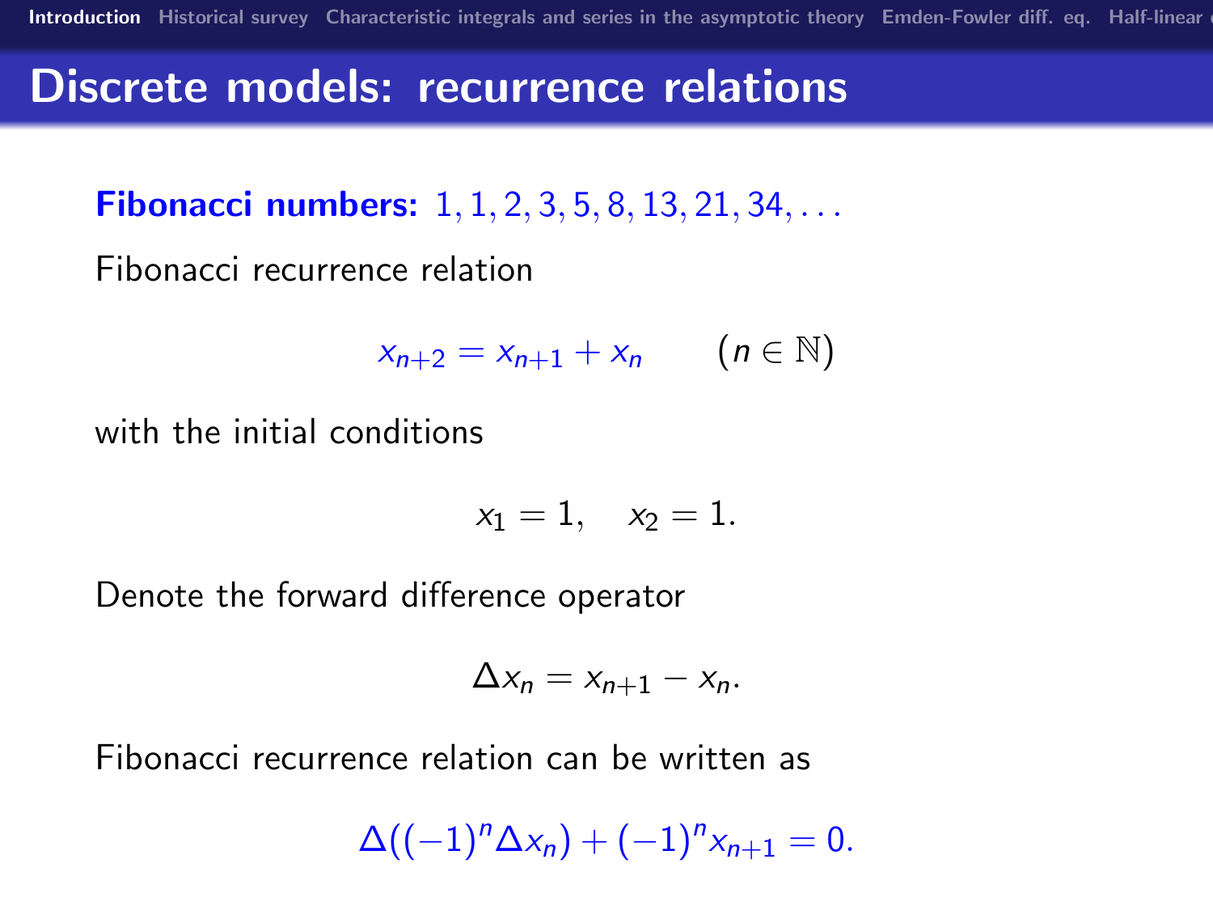# Discrete models: recurrence relations

**Fibonacci numbers:** $1, 1, 2, 3, 5, 8, 13, 21, 34, \ldots$

Fibonacci recurrence relation

$$x_{n+2} = x_{n+1} + x_n \qquad (n \in \mathbb{N})$$

with the initial conditions

$$x_1 = 1, \quad x_2 = 1.$$

Denote the forward difference operator

$$\Delta x_n = x_{n+1} - x_n.$$

Fibonacci recurrence relation can be written as

$$\Delta((-1)^n \Delta x_n) + (-1)^n x_{n+1} = 0.$$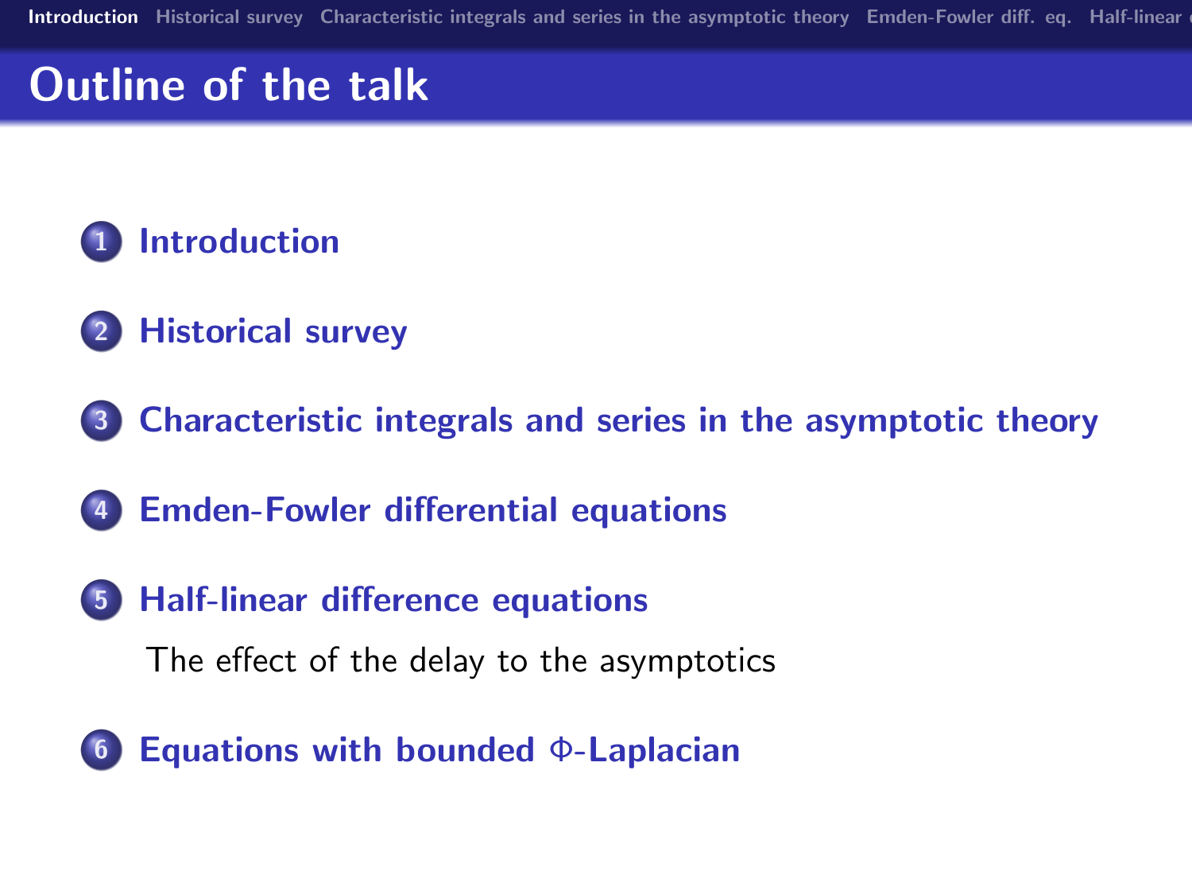# Outline of the talk

1. **Introduction**
2. **Historical survey**
3. **Characteristic integrals and series in the asymptotic theory**
4. **Emden-Fowler differential equations**
5. **Half-linear difference equations**
   - The effect of the delay to the asymptotics
6. **Equations with bounded $\Phi$-Laplacian**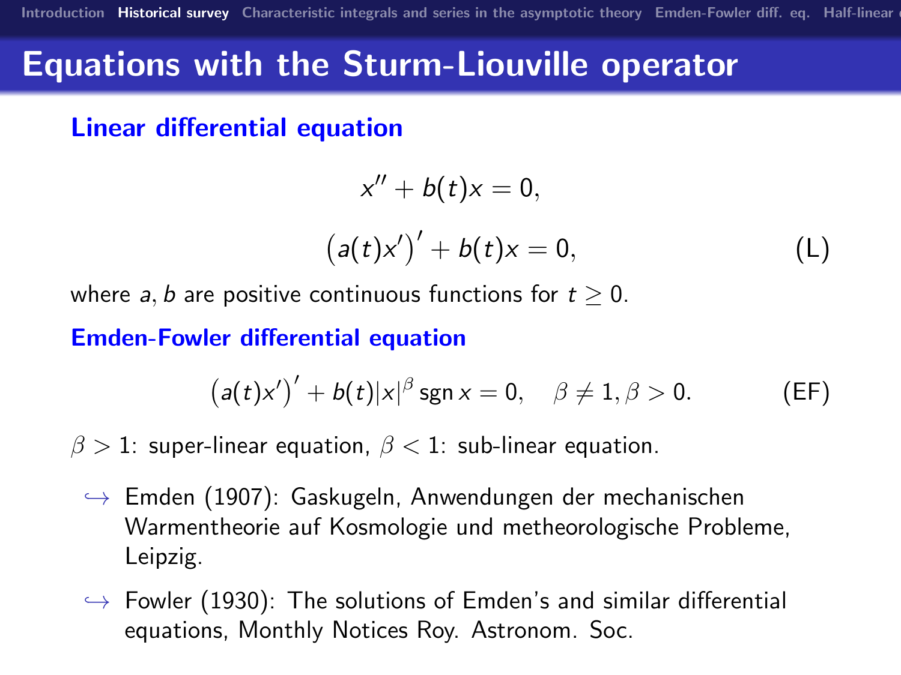# Equations with the Sturm-Liouville operator

### Linear differential equation

$$x'' + b(t)x = 0,$$

$$\big(a(t)x'\big)' + b(t)x = 0, \tag{L}$$

where $a, b$ are positive continuous functions for $t \geq 0$.

### Emden-Fowler differential equation

$$\big(a(t)x'\big)' + b(t)|x|^{\beta} \operatorname{sgn} x = 0, \quad \beta \neq 1, \beta > 0. \tag{EF}$$

$\beta > 1$: super-linear equation, $\beta < 1$: sub-linear equation.

- ↪ Emden (1907): Gaskugeln, Anwendungen der mechanischen Warmentheorie auf Kosmologie und metheorologische Probleme, Leipzig.
- ↪ Fowler (1930): The solutions of Emden's and similar differential equations, Monthly Notices Roy. Astronom. Soc.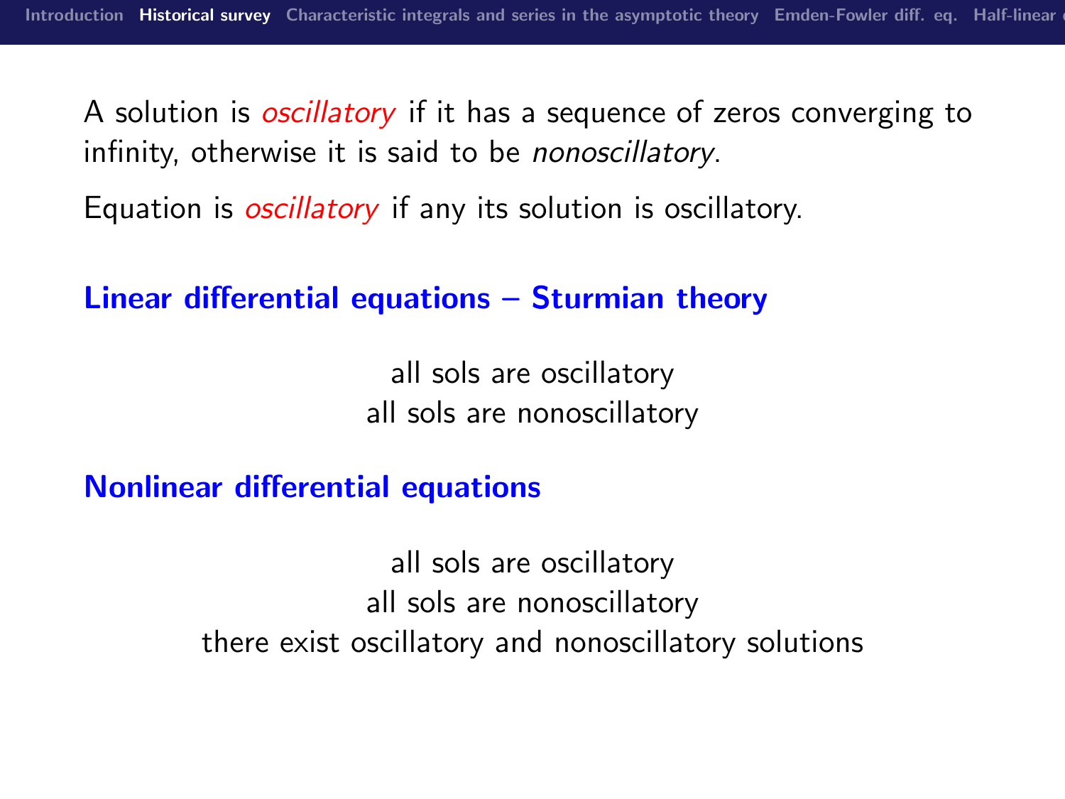A solution is *oscillatory* if it has a sequence of zeros converging to infinity, otherwise it is said to be *nonoscillatory*.

Equation is *oscillatory* if any its solution is oscillatory.

## Linear differential equations – Sturmian theory

all sols are oscillatory
all sols are nonoscillatory

## Nonlinear differential equations

all sols are oscillatory
all sols are nonoscillatory
there exist oscillatory and nonoscillatory solutions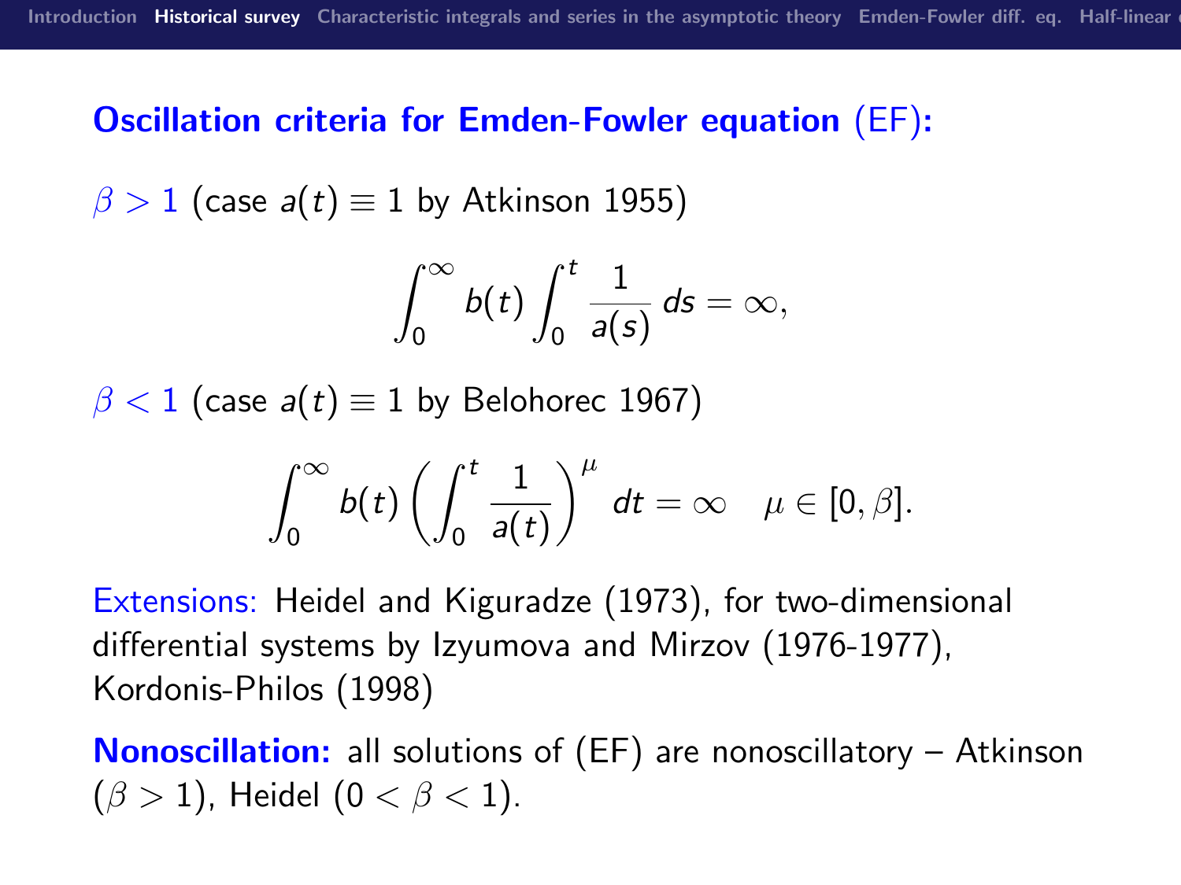## Oscillation criteria for Emden-Fowler equation (EF):

$\beta > 1$ (case $a(t) \equiv 1$ by Atkinson 1955)

$$\int_0^\infty b(t) \int_0^t \frac{1}{a(s)}\, ds = \infty,$$

$\beta < 1$ (case $a(t) \equiv 1$ by Belohorec 1967)

$$\int_0^\infty b(t) \left( \int_0^t \frac{1}{a(t)} \right)^\mu dt = \infty \quad \mu \in [0, \beta].$$

Extensions: Heidel and Kiguradze (1973), for two-dimensional differential systems by Izyumova and Mirzov (1976-1977), Kordonis-Philos (1998)

**Nonoscillation:** all solutions of (EF) are nonoscillatory – Atkinson ($\beta > 1$), Heidel ($0 < \beta < 1$).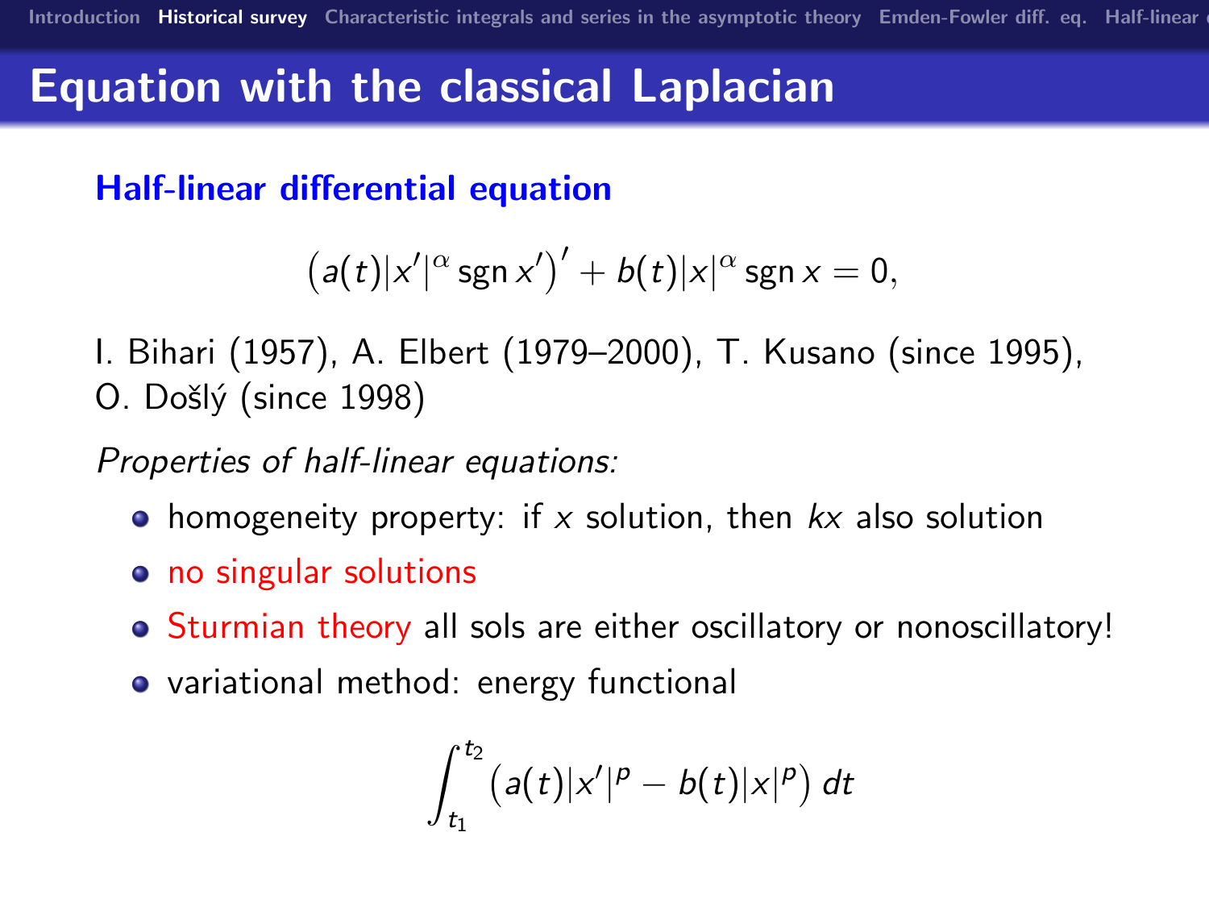# Equation with the classical Laplacian

**Half-linear differential equation**

$$\left(a(t)|x'|^{\alpha}\operatorname{sgn} x'\right)' + b(t)|x|^{\alpha}\operatorname{sgn} x = 0,$$

I. Bihari (1957), A. Elbert (1979–2000), T. Kusano (since 1995), O. Došlý (since 1998)

*Properties of half-linear equations:*

- homogeneity property: if $x$ solution, then $kx$ also solution
- no singular solutions
- Sturmian theory all sols are either oscillatory or nonoscillatory!
- variational method: energy functional

$$\int_{t_1}^{t_2} \left(a(t)|x'|^{p} - b(t)|x|^{p}\right) dt$$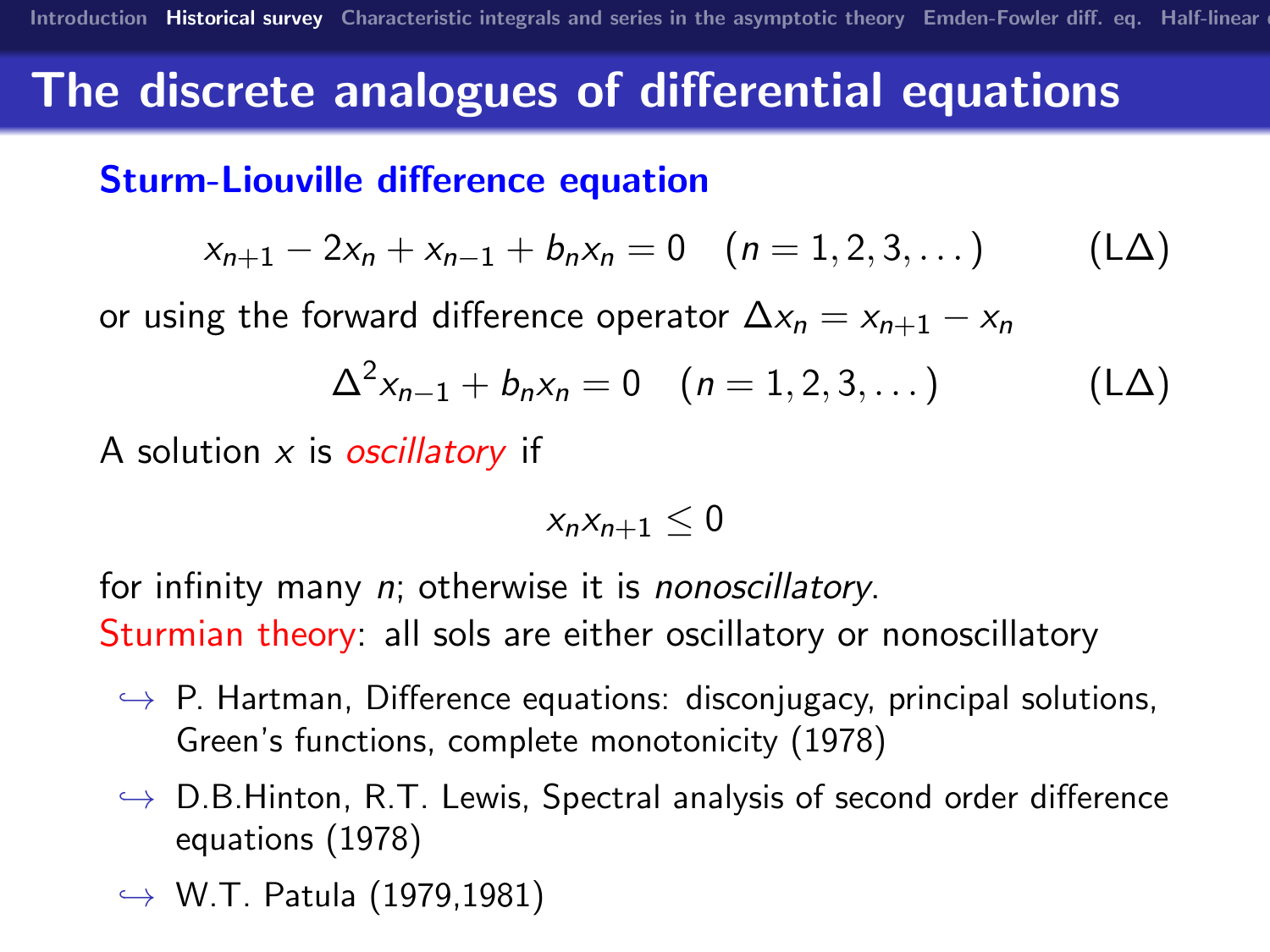# The discrete analogues of differential equations

## Sturm-Liouville difference equation

$$x_{n+1} - 2x_n + x_{n-1} + b_n x_n = 0 \quad (n = 1, 2, 3, \dots) \qquad (\mathrm{L}\Delta)$$

or using the forward difference operator $\Delta x_n = x_{n+1} - x_n$

$$\Delta^2 x_{n-1} + b_n x_n = 0 \quad (n = 1, 2, 3, \dots) \qquad (\mathrm{L}\Delta)$$

A solution $x$ is *oscillatory* if

$$x_n x_{n+1} \leq 0$$

for infinity many $n$; otherwise it is *nonoscillatory*.

Sturmian theory: all sols are either oscillatory or nonoscillatory

- ↪ P. Hartman, Difference equations: disconjugacy, principal solutions, Green's functions, complete monotonicity (1978)
- ↪ D.B.Hinton, R.T. Lewis, Spectral analysis of second order difference equations (1978)
- ↪ W.T. Patula (1979,1981)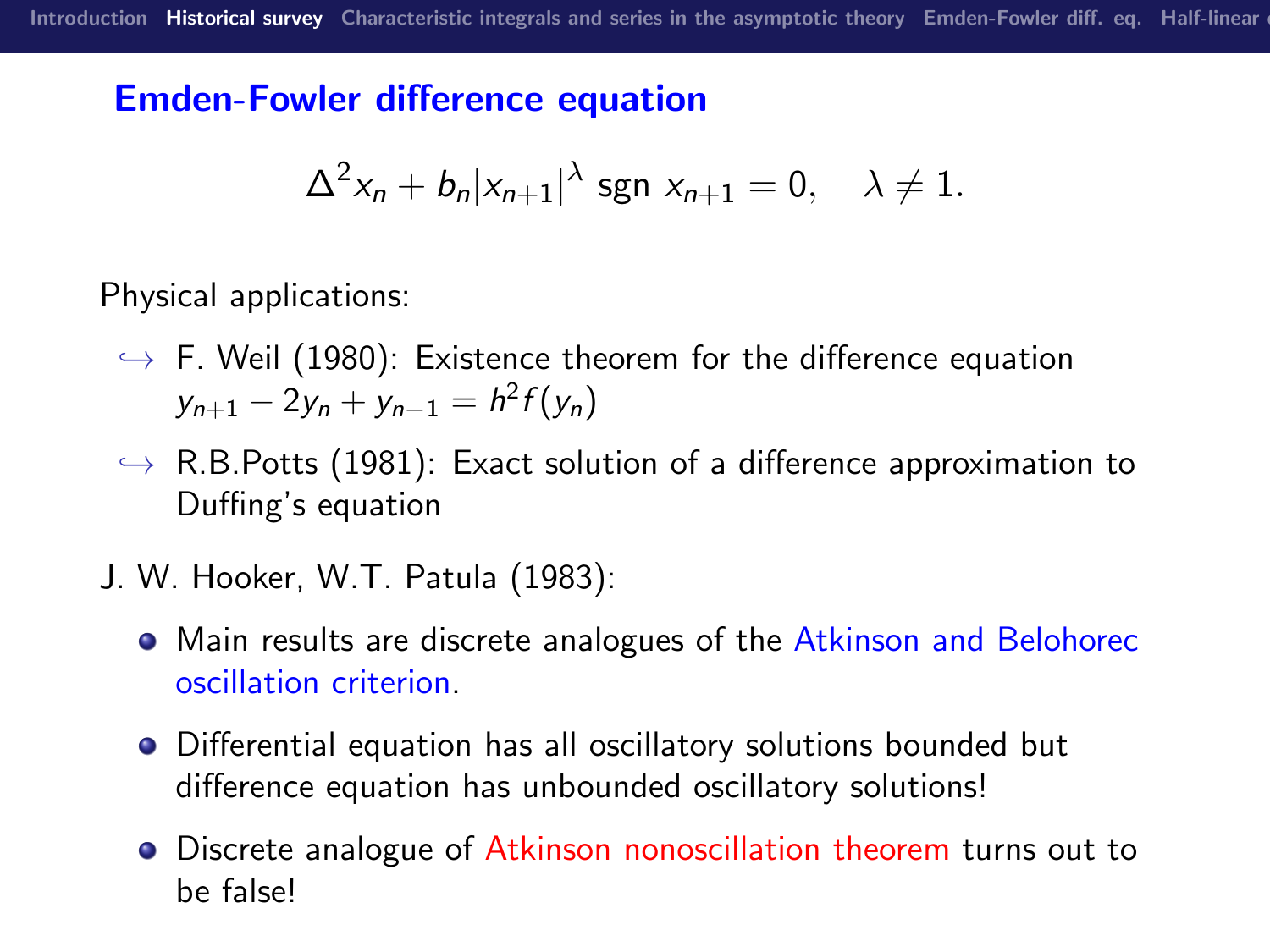## Emden-Fowler difference equation

$$\Delta^2 x_n + b_n |x_{n+1}|^{\lambda} \operatorname{sgn} x_{n+1} = 0, \quad \lambda \neq 1.$$

Physical applications:

- ↪ F. Weil (1980): Existence theorem for the difference equation $y_{n+1} - 2y_n + y_{n-1} = h^2 f(y_n)$
- ↪ R.B.Potts (1981): Exact solution of a difference approximation to Duffing's equation

J. W. Hooker, W.T. Patula (1983):

- Main results are discrete analogues of the Atkinson and Belohorec oscillation criterion.
- Differential equation has all oscillatory solutions bounded but difference equation has unbounded oscillatory solutions!
- Discrete analogue of Atkinson nonoscillation theorem turns out to be false!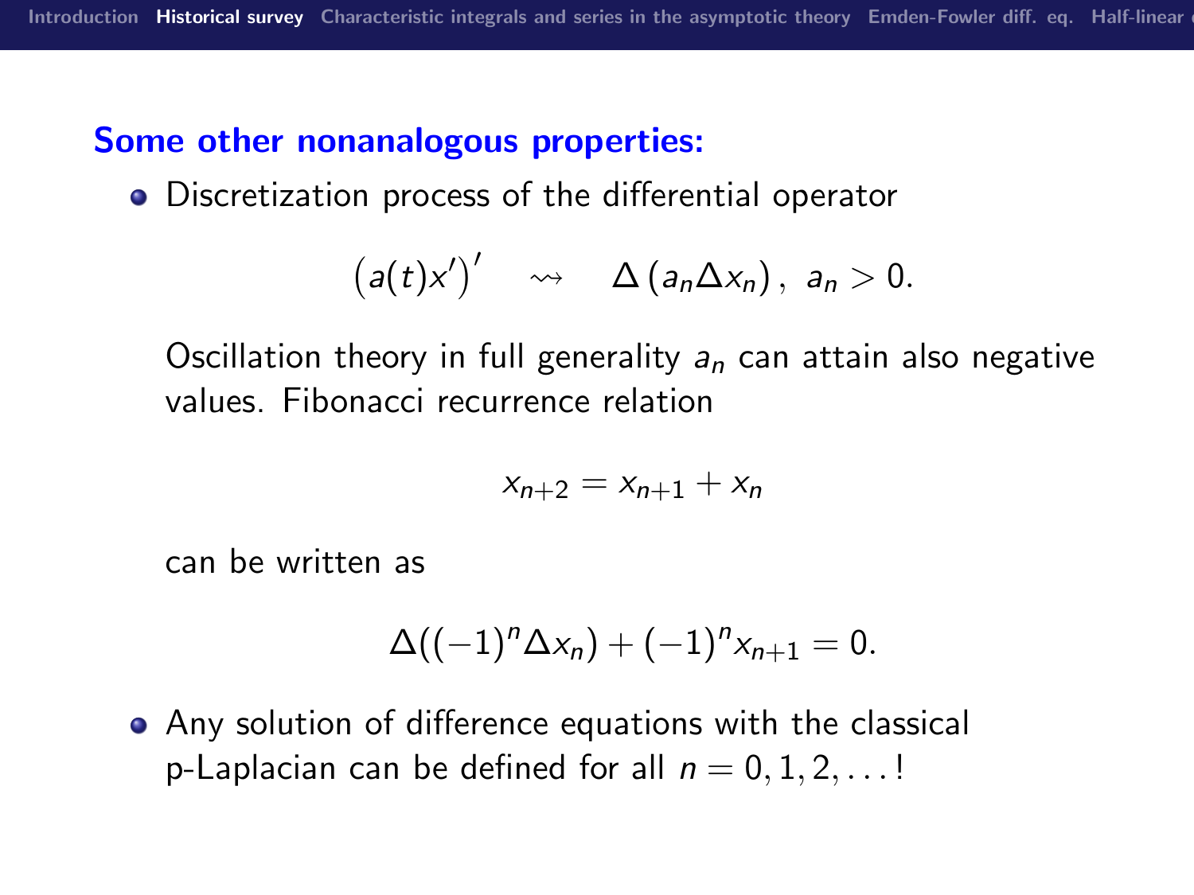## Some other nonanalogous properties:

- Discretization process of the differential operator

$$\left(a(t)x'\right)' \quad \rightsquigarrow \quad \Delta\left(a_n \Delta x_n\right), \; a_n > 0.$$

  Oscillation theory in full generality $a_n$ can attain also negative values. Fibonacci recurrence relation

$$x_{n+2} = x_{n+1} + x_n$$

  can be written as

$$\Delta((-1)^n \Delta x_n) + (-1)^n x_{n+1} = 0.$$

- Any solution of difference equations with the classical p-Laplacian can be defined for all $n = 0, 1, 2, \ldots$!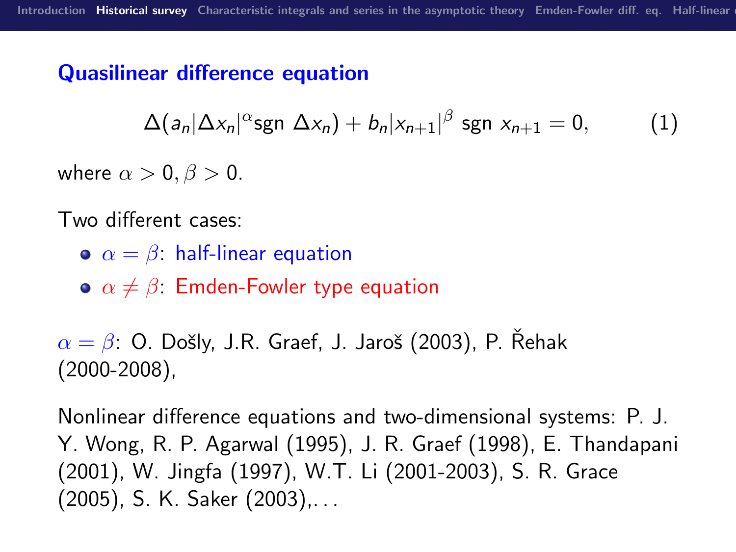## Quasilinear difference equation

$$\Delta(a_n|\Delta x_n|^{\alpha}\text{sgn } \Delta x_n) + b_n|x_{n+1}|^{\beta} \text{ sgn } x_{n+1} = 0, \qquad (1)$$

where $\alpha > 0, \beta > 0$.

Two different cases:

- $\alpha = \beta$: half-linear equation
- $\alpha \neq \beta$: Emden-Fowler type equation

$\alpha = \beta$: O. Došly, J.R. Graef, J. Jaroš (2003), P. Řehak (2000-2008),

Nonlinear difference equations and two-dimensional systems: P. J. Y. Wong, R. P. Agarwal (1995), J. R. Graef (1998), E. Thandapani (2001), W. Jingfa (1997), W.T. Li (2001-2003), S. R. Grace (2005), S. K. Saker (2003),...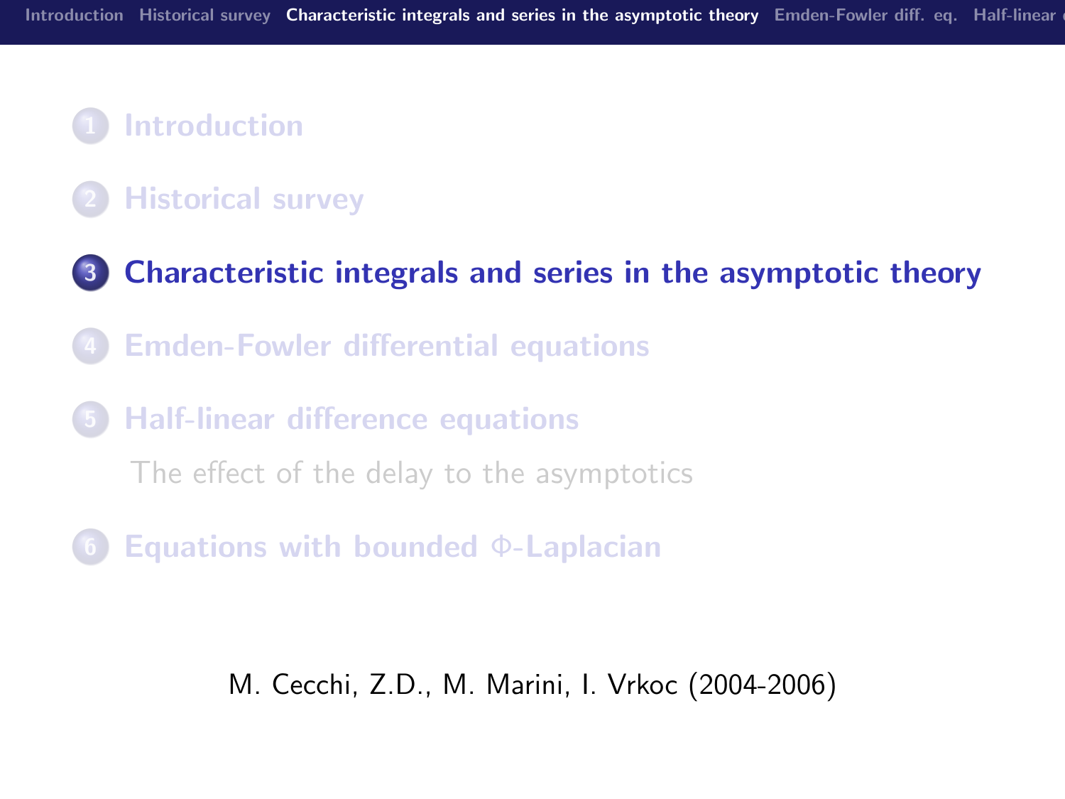1. Introduction
2. Historical survey
3. **Characteristic integrals and series in the asymptotic theory**
4. Emden-Fowler differential equations
5. Half-linear difference equations
   - The effect of the delay to the asymptotics
6. Equations with bounded $\Phi$-Laplacian

M. Cecchi, Z.D., M. Marini, I. Vrkoc (2004-2006)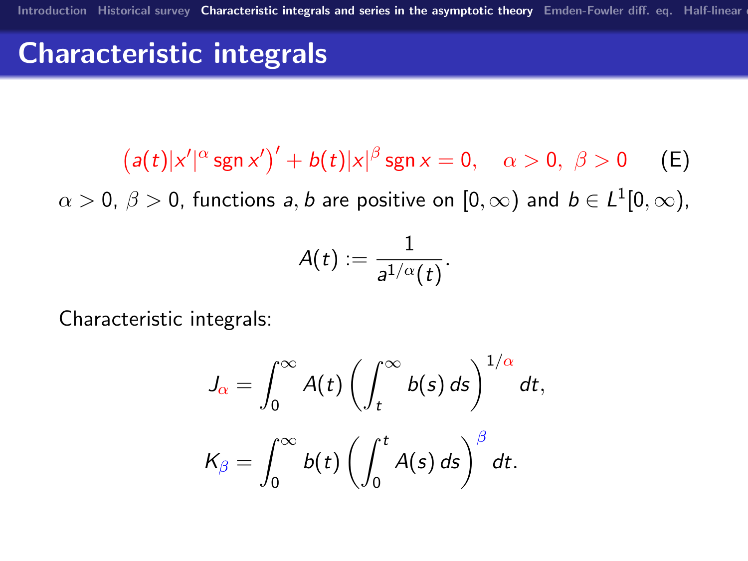# Characteristic integrals

$$\left(a(t)|x'|^{\alpha}\operatorname{sgn} x'\right)' + b(t)|x|^{\beta}\operatorname{sgn} x = 0, \quad \alpha > 0,\ \beta > 0 \qquad \text{(E)}$$

$\alpha > 0$, $\beta > 0$, functions $a, b$ are positive on $[0, \infty)$ and $b \in L^1[0, \infty)$,

$$A(t) := \frac{1}{a^{1/\alpha}(t)}.$$

Characteristic integrals:

$$J_{\alpha} = \int_0^{\infty} A(t) \left( \int_t^{\infty} b(s)\, ds \right)^{1/\alpha} dt,$$

$$K_{\beta} = \int_0^{\infty} b(t) \left( \int_0^t A(s)\, ds \right)^{\beta} dt.$$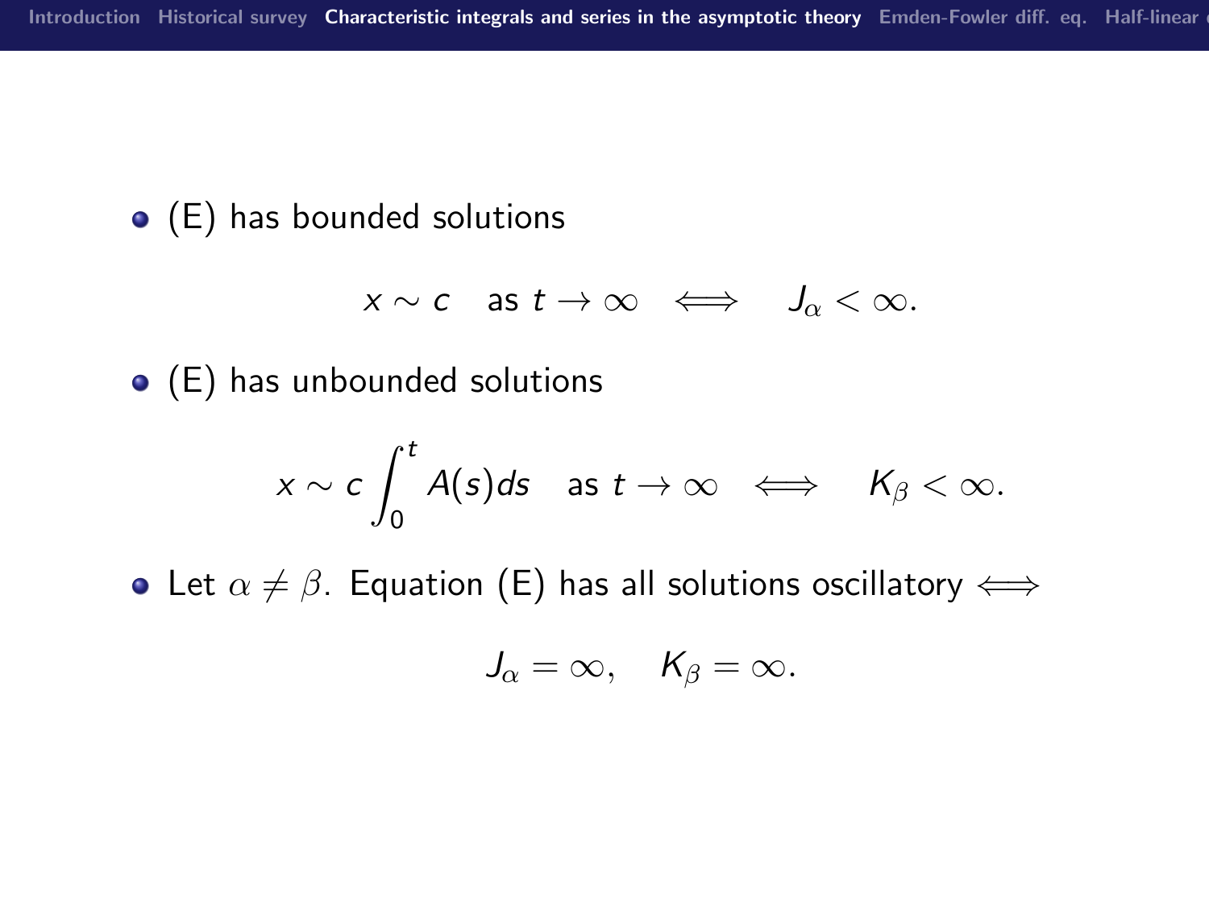- (E) has bounded solutions

$$x \sim c \quad \text{as } t \to \infty \quad \Longleftrightarrow \quad J_\alpha < \infty.$$

- (E) has unbounded solutions

$$x \sim c \int_0^t A(s)ds \quad \text{as } t \to \infty \quad \Longleftrightarrow \quad K_\beta < \infty.$$

- Let $\alpha \neq \beta$. Equation (E) has all solutions oscillatory $\Longleftrightarrow$

$$J_\alpha = \infty, \quad K_\beta = \infty.$$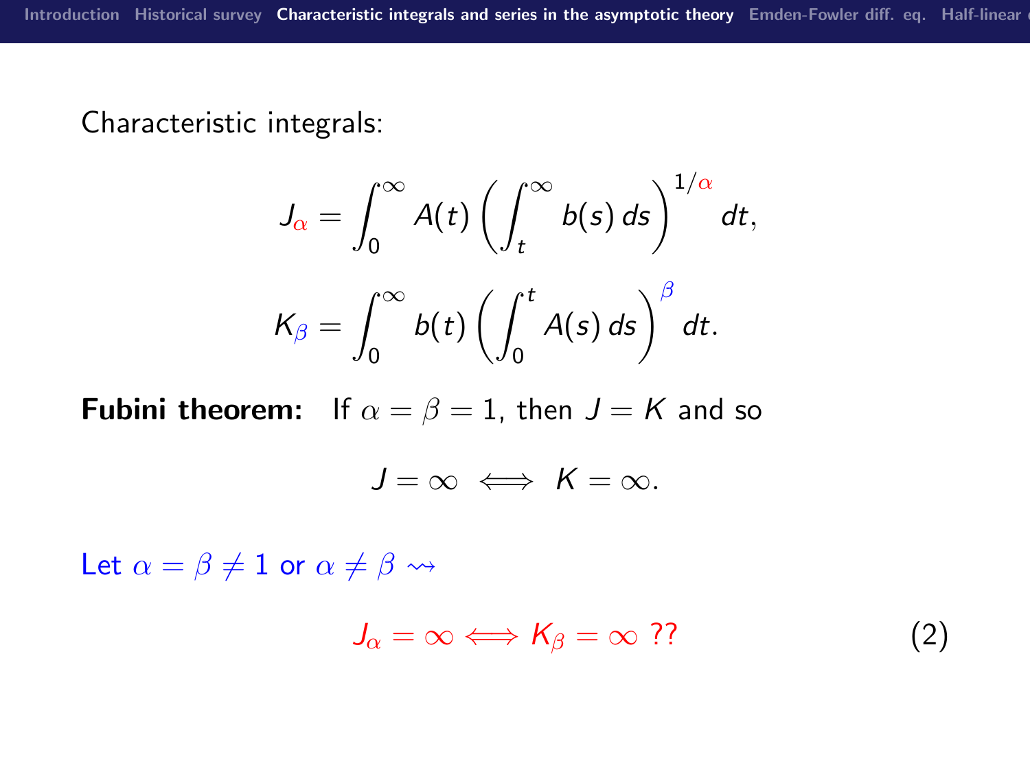Characteristic integrals:

$$J_{\alpha} = \int_0^{\infty} A(t) \left( \int_t^{\infty} b(s)\, ds \right)^{1/\alpha} dt,$$

$$K_{\beta} = \int_0^{\infty} b(t) \left( \int_0^{t} A(s)\, ds \right)^{\beta} dt.$$

**Fubini theorem:** If $\alpha = \beta = 1$, then $J = K$ and so

$$J = \infty \iff K = \infty.$$

Let $\alpha = \beta \neq 1$ or $\alpha \neq \beta \rightsquigarrow$

$$J_{\alpha} = \infty \iff K_{\beta} = \infty \ ?? \tag{2}$$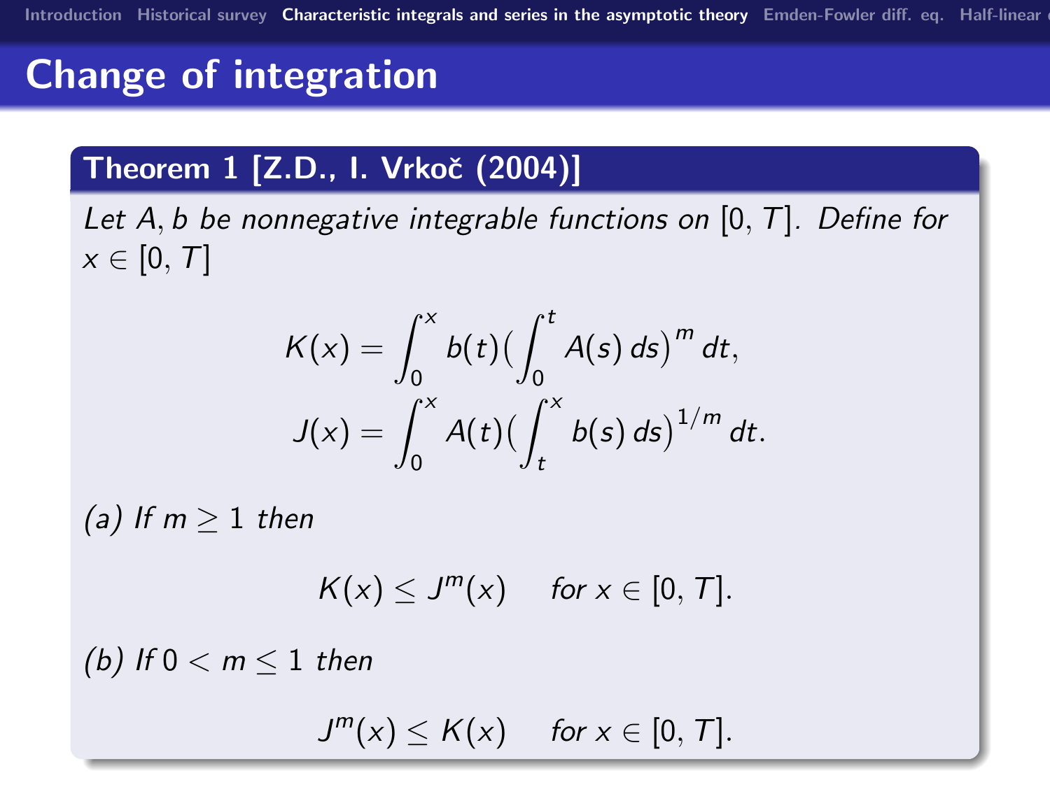# Change of integration

**Theorem 1 [Z.D., I. Vrkoč (2004)]**

*Let $A, b$ be nonnegative integrable functions on $[0, T]$. Define for $x \in [0, T]$*

$$K(x) = \int_0^x b(t)\Big(\int_0^t A(s)\,ds\Big)^m dt,$$

$$J(x) = \int_0^x A(t)\Big(\int_t^x b(s)\,ds\Big)^{1/m} dt.$$

*(a) If $m \geq 1$ then*

$$K(x) \leq J^m(x) \quad \text{for } x \in [0, T].$$

*(b) If $0 < m \leq 1$ then*

$$J^m(x) \leq K(x) \quad \text{for } x \in [0, T].$$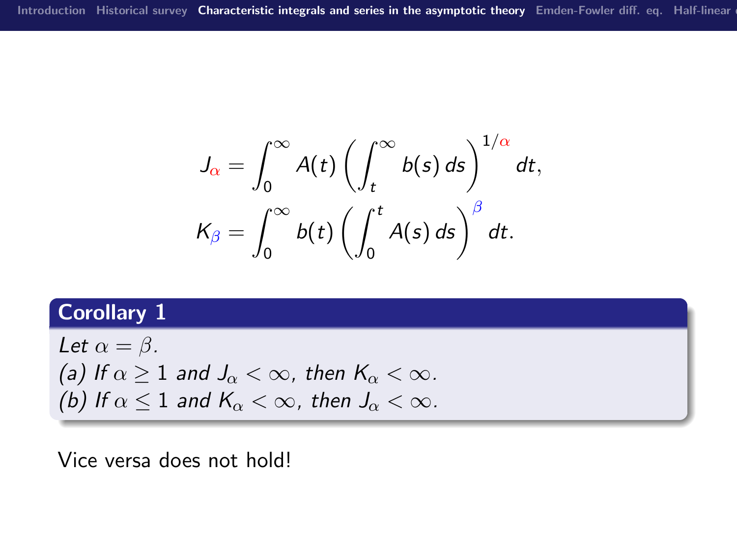$$J_{\alpha} = \int_0^{\infty} A(t) \left( \int_t^{\infty} b(s)\, ds \right)^{1/\alpha} dt,$$

$$K_{\beta} = \int_0^{\infty} b(t) \left( \int_0^{t} A(s)\, ds \right)^{\beta} dt.$$

### Corollary 1

*Let $\alpha = \beta$.*
*(a) If $\alpha \geq 1$ and $J_{\alpha} < \infty$, then $K_{\alpha} < \infty$.*
*(b) If $\alpha \leq 1$ and $K_{\alpha} < \infty$, then $J_{\alpha} < \infty$.*

Vice versa does not hold!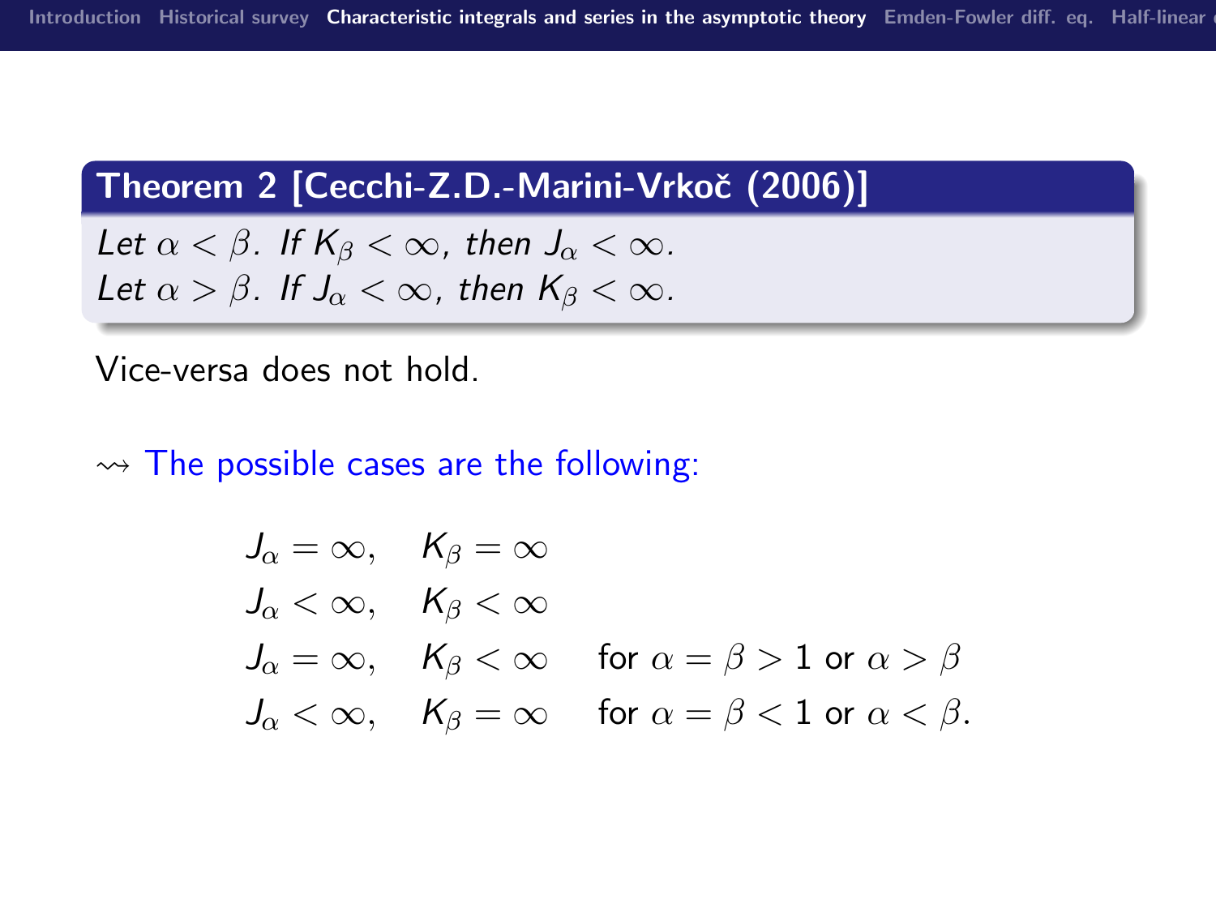**Theorem 2 [Cecchi-Z.D.-Marini-Vrkoč (2006)]**

*Let $\alpha < \beta$. If $K_\beta < \infty$, then $J_\alpha < \infty$.*
*Let $\alpha > \beta$. If $J_\alpha < \infty$, then $K_\beta < \infty$.*

Vice-versa does not hold.

$\rightsquigarrow$ The possible cases are the following:

$$
\begin{array}{lll}
J_\alpha = \infty, & K_\beta = \infty & \\
J_\alpha < \infty, & K_\beta < \infty & \\
J_\alpha = \infty, & K_\beta < \infty & \text{for } \alpha = \beta > 1 \text{ or } \alpha > \beta \\
J_\alpha < \infty, & K_\beta = \infty & \text{for } \alpha = \beta < 1 \text{ or } \alpha < \beta.
\end{array}
$$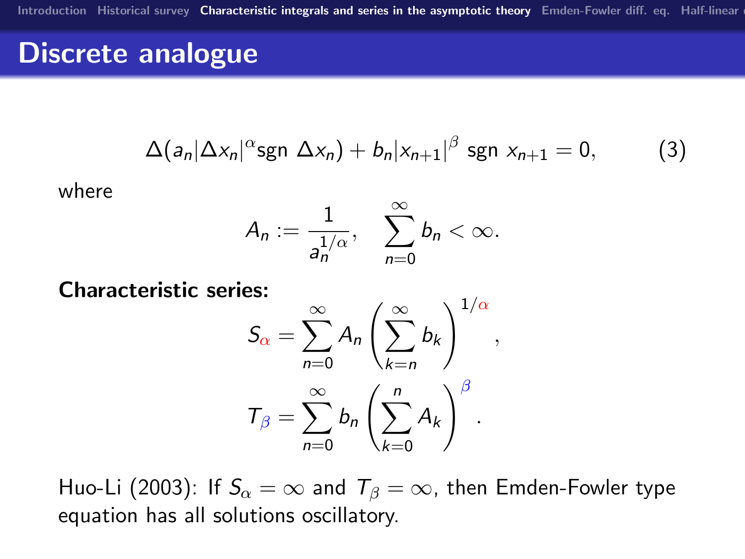## Discrete analogue

$$\Delta(a_n|\Delta x_n|^{\alpha}\text{sgn } \Delta x_n) + b_n|x_{n+1}|^{\beta} \text{ sgn } x_{n+1} = 0, \tag{3}$$

where

$$A_n := \frac{1}{a_n^{1/\alpha}}, \quad \sum_{n=0}^{\infty} b_n < \infty.$$

**Characteristic series:**

$$S_{\alpha} = \sum_{n=0}^{\infty} A_n \left( \sum_{k=n}^{\infty} b_k \right)^{1/\alpha},$$

$$T_{\beta} = \sum_{n=0}^{\infty} b_n \left( \sum_{k=0}^{n} A_k \right)^{\beta}.$$

Huo-Li (2003): If $S_{\alpha} = \infty$ and $T_{\beta} = \infty$, then Emden-Fowler type equation has all solutions oscillatory.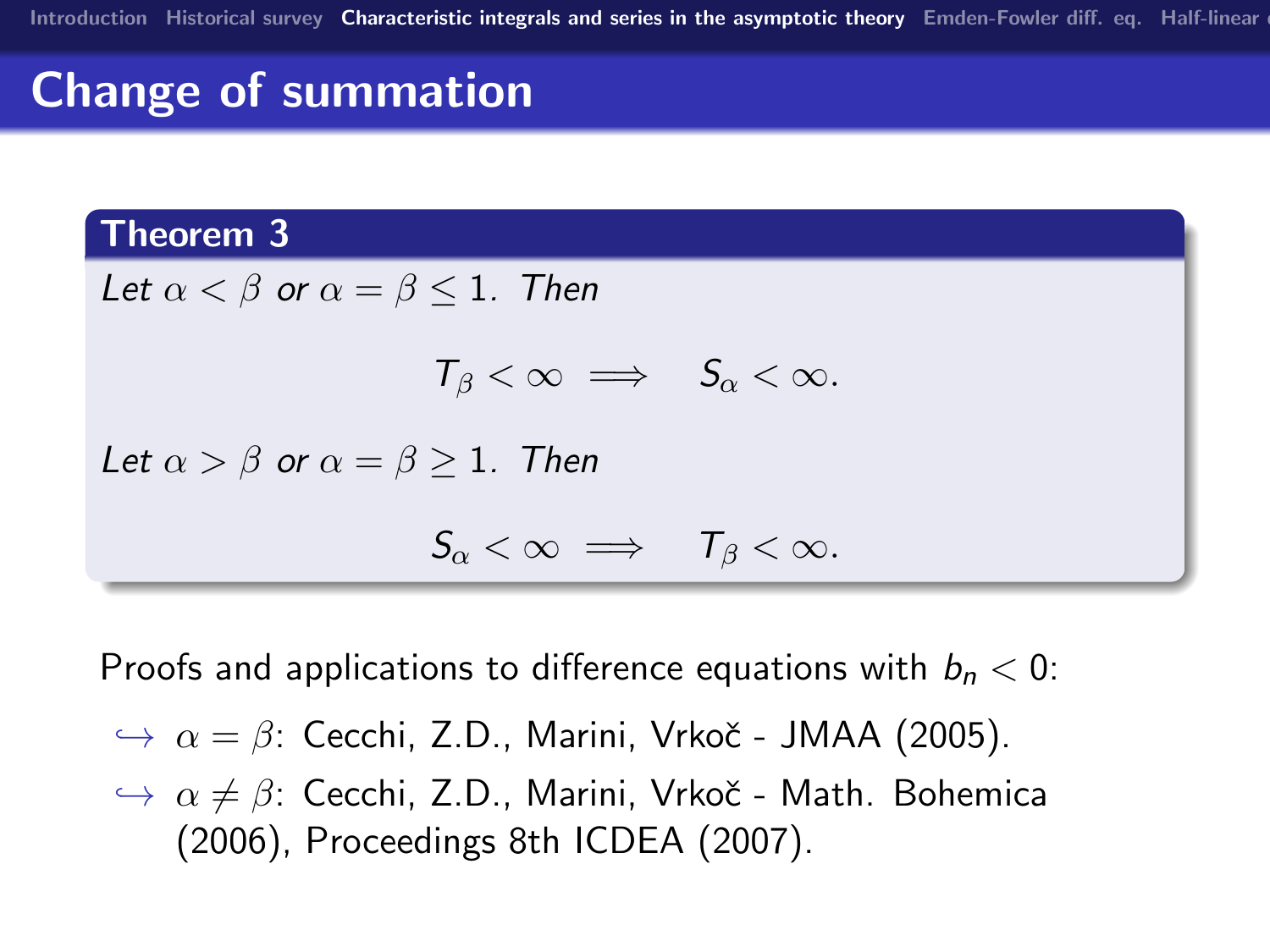## Change of summation

**Theorem 3**

*Let* $\alpha < \beta$ *or* $\alpha = \beta \leq 1$. *Then*

$$T_\beta < \infty \implies S_\alpha < \infty.$$

*Let* $\alpha > \beta$ *or* $\alpha = \beta \geq 1$. *Then*

$$S_\alpha < \infty \implies T_\beta < \infty.$$

Proofs and applications to difference equations with $b_n < 0$:

- $\alpha = \beta$: Cecchi, Z.D., Marini, Vrkoč - JMAA (2005).
- $\alpha \neq \beta$: Cecchi, Z.D., Marini, Vrkoč - Math. Bohemica (2006), Proceedings 8th ICDEA (2007).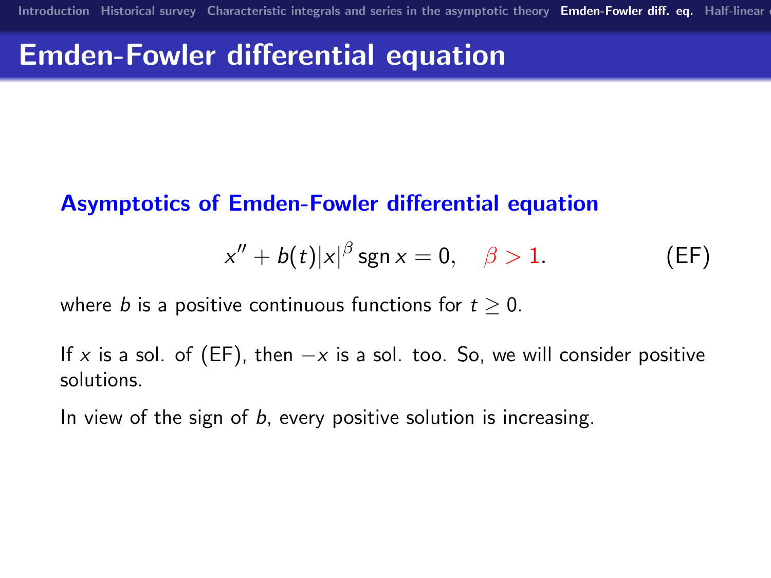# Emden-Fowler differential equation

### Asymptotics of Emden-Fowler differential equation

$$x'' + b(t)|x|^{\beta} \operatorname{sgn} x = 0, \quad \beta > 1. \tag{EF}$$

where $b$ is a positive continuous functions for $t \geq 0$.

If $x$ is a sol. of (EF), then $-x$ is a sol. too. So, we will consider positive solutions.

In view of the sign of $b$, every positive solution is increasing.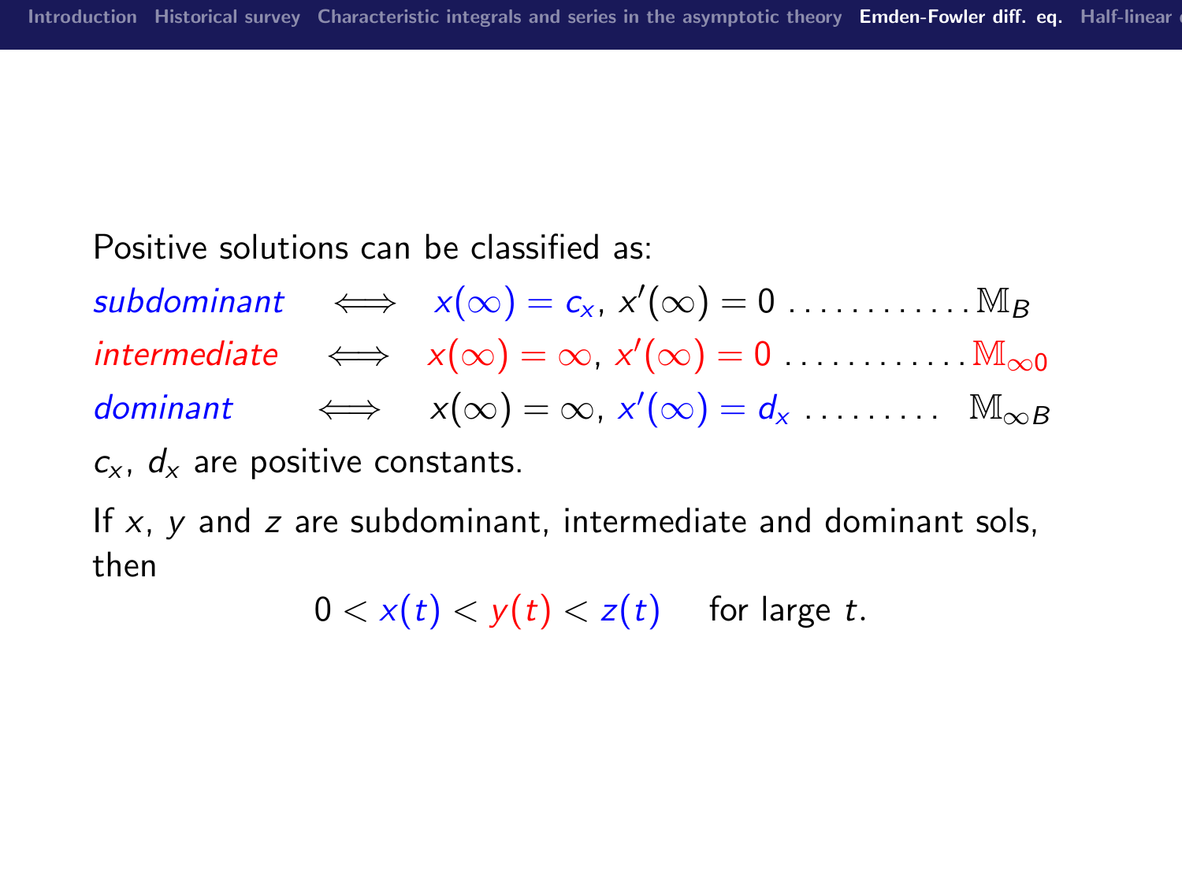Positive solutions can be classified as:

*subdominant* $\iff$ $x(\infty) = c_x$, $x'(\infty) = 0$ . . . . . . . . . . . . $\mathbb{M}_B$

*intermediate* $\iff$ $x(\infty) = \infty$, $x'(\infty) = 0$ . . . . . . . . . . . . $\mathbb{M}_{\infty 0}$

*dominant* $\iff$ $x(\infty) = \infty$, $x'(\infty) = d_x$ . . . . . . . . . $\mathbb{M}_{\infty B}$

$c_x$, $d_x$ are positive constants.

If $x$, $y$ and $z$ are subdominant, intermediate and dominant sols, then

$$0 < x(t) < y(t) < z(t) \quad \text{for large } t.$$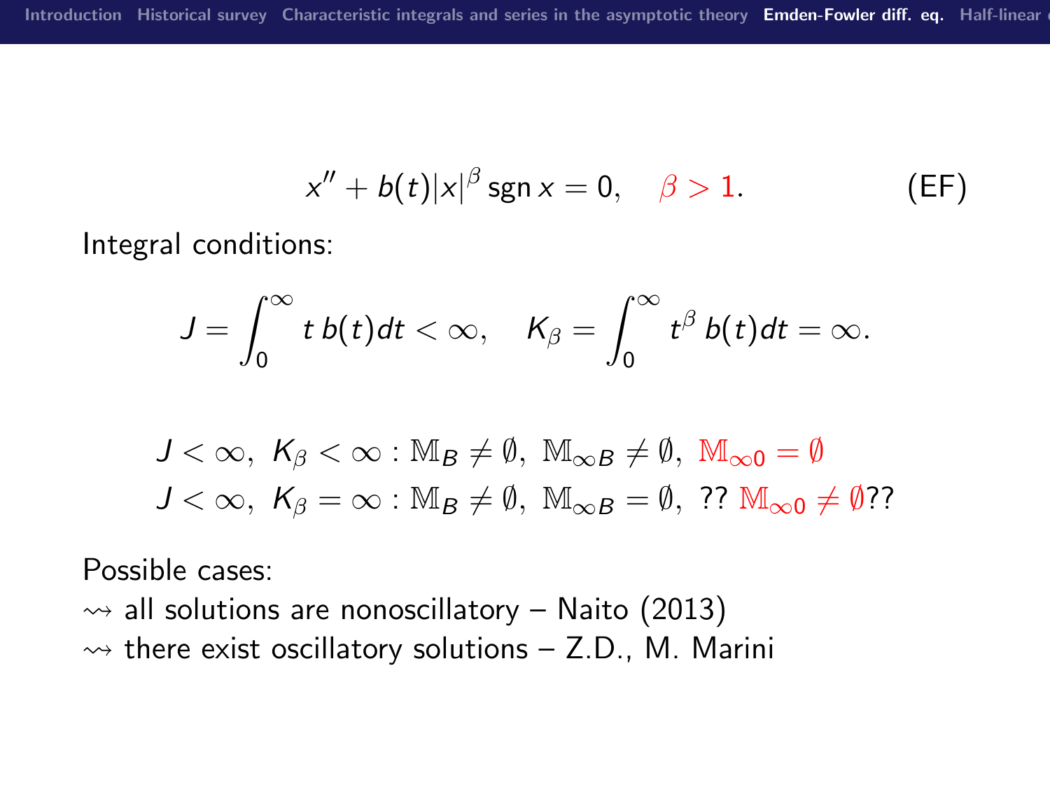$$x'' + b(t)|x|^{\beta} \operatorname{sgn} x = 0, \quad \beta > 1. \tag{EF}$$

Integral conditions:

$$J = \int_0^{\infty} t\, b(t) dt < \infty, \quad K_{\beta} = \int_0^{\infty} t^{\beta}\, b(t) dt = \infty.$$

$$J < \infty,\ K_{\beta} < \infty : \mathbb{M}_B \neq \emptyset,\ \mathbb{M}_{\infty B} \neq \emptyset,\ \mathbb{M}_{\infty 0} = \emptyset$$

$$J < \infty,\ K_{\beta} = \infty : \mathbb{M}_B \neq \emptyset,\ \mathbb{M}_{\infty B} = \emptyset,\ ??\ \mathbb{M}_{\infty 0} \neq \emptyset ??$$

Possible cases:

$\rightsquigarrow$ all solutions are nonoscillatory – Naito (2013)

$\rightsquigarrow$ there exist oscillatory solutions – Z.D., M. Marini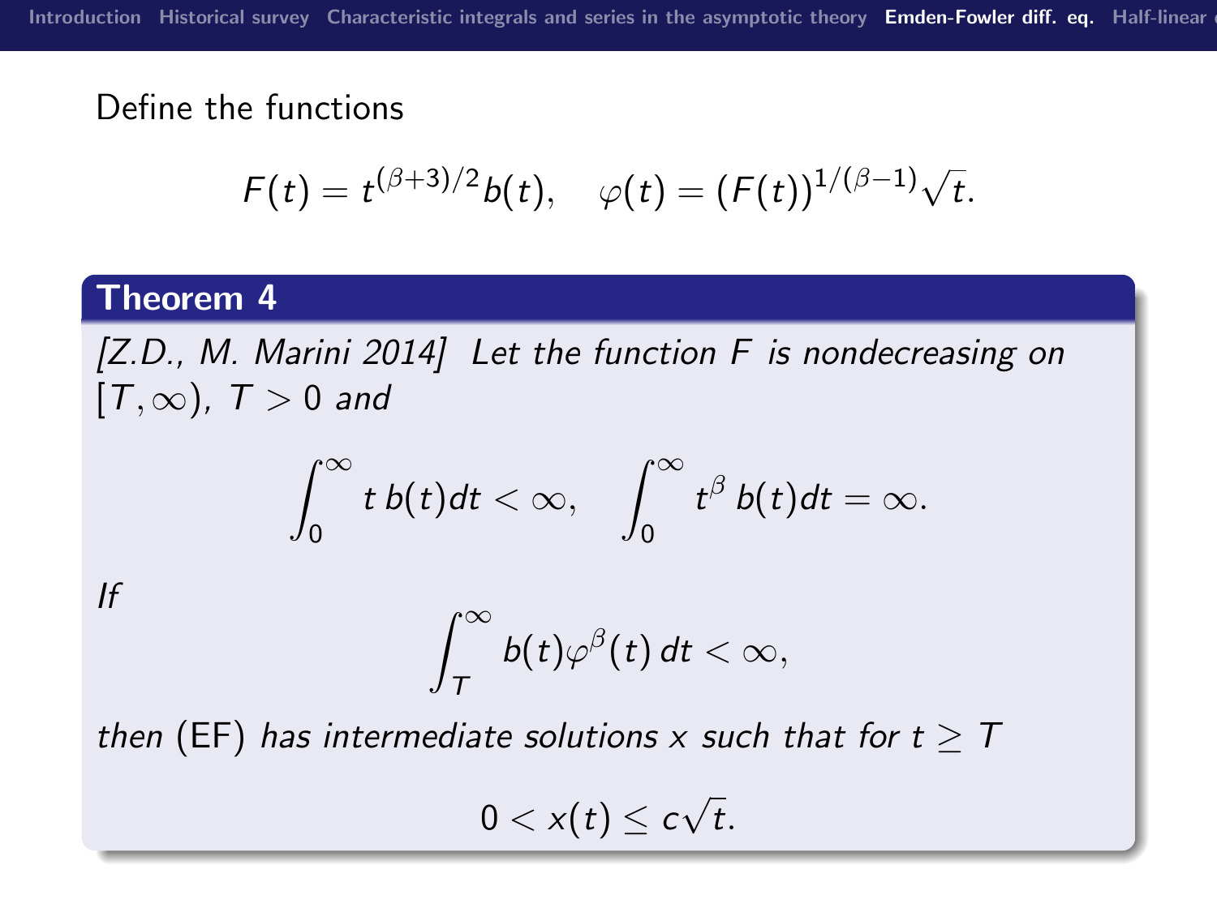Define the functions

$$F(t) = t^{(\beta+3)/2} b(t), \quad \varphi(t) = (F(t))^{1/(\beta-1)} \sqrt{t}.$$

**Theorem 4**

*[Z.D., M. Marini 2014] Let the function $F$ is nondecreasing on $[T, \infty)$, $T > 0$ and*

$$\int_0^\infty t\, b(t) dt < \infty, \quad \int_0^\infty t^\beta\, b(t) dt = \infty.$$

*If*

$$\int_T^\infty b(t) \varphi^\beta(t)\, dt < \infty,$$

*then* (EF) *has intermediate solutions $x$ such that for $t \geq T$*

$$0 < x(t) \leq c\sqrt{t}.$$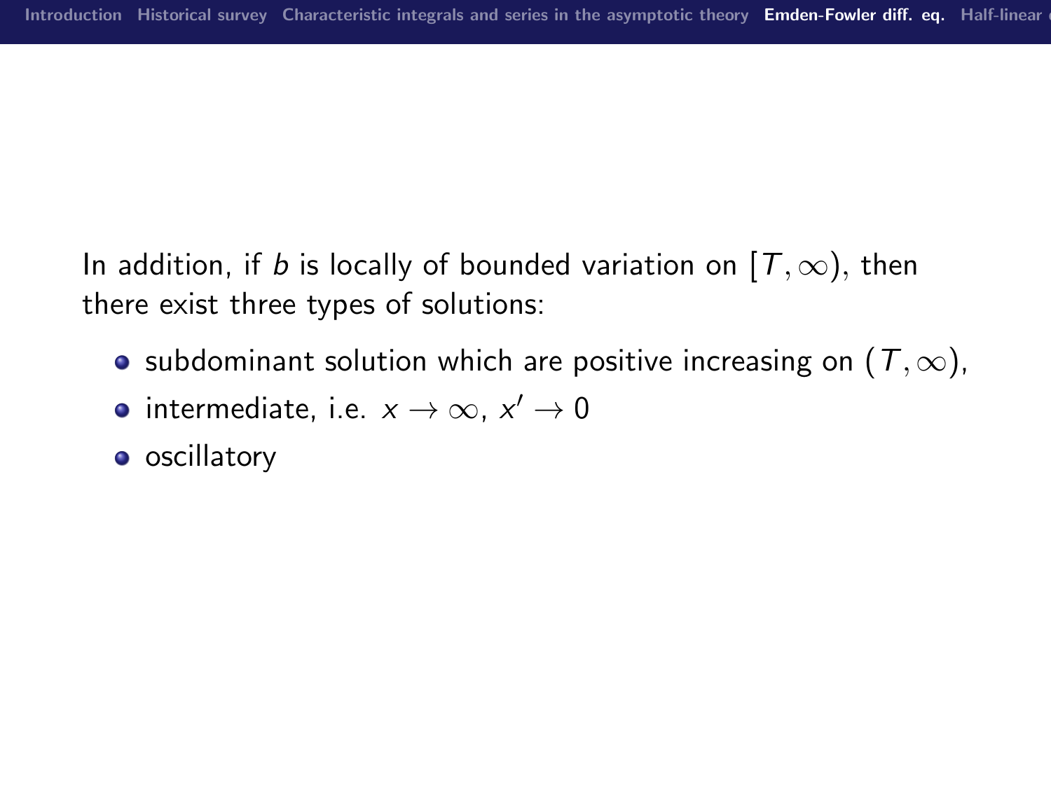In addition, if $b$ is locally of bounded variation on $[T, \infty)$, then there exist three types of solutions:

- subdominant solution which are positive increasing on $(T, \infty)$,
- intermediate, i.e. $x \to \infty$, $x' \to 0$
- oscillatory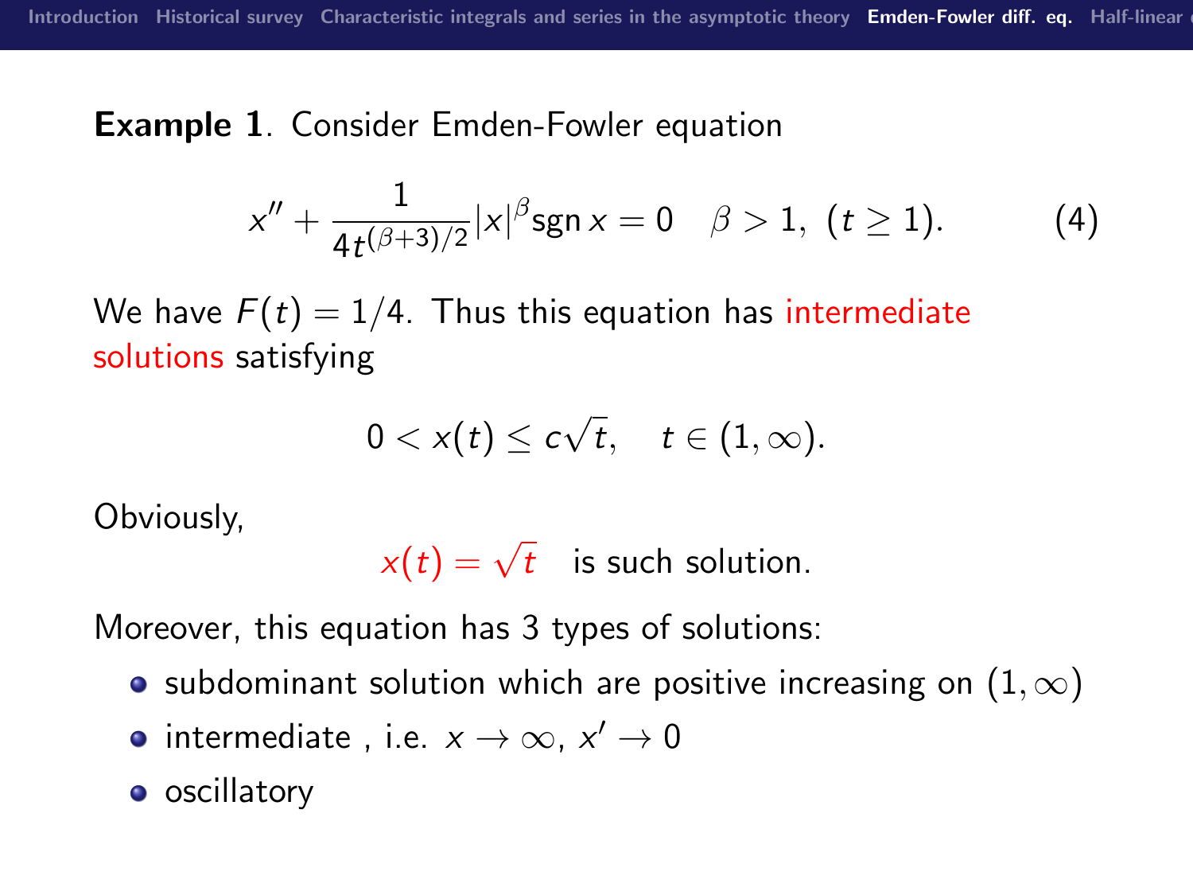**Example 1**. Consider Emden-Fowler equation

$$x'' + \frac{1}{4t^{(\beta+3)/2}}|x|^{\beta}\operatorname{sgn} x = 0 \quad \beta > 1, \ (t \geq 1). \tag{4}$$

We have $F(t) = 1/4$. Thus this equation has intermediate solutions satisfying

$$0 < x(t) \leq c\sqrt{t}, \quad t \in (1, \infty).$$

Obviously,

$$x(t) = \sqrt{t} \quad \text{is such solution.}$$

Moreover, this equation has 3 types of solutions:

- subdominant solution which are positive increasing on $(1, \infty)$
- intermediate , i.e. $x \to \infty$, $x' \to 0$
- oscillatory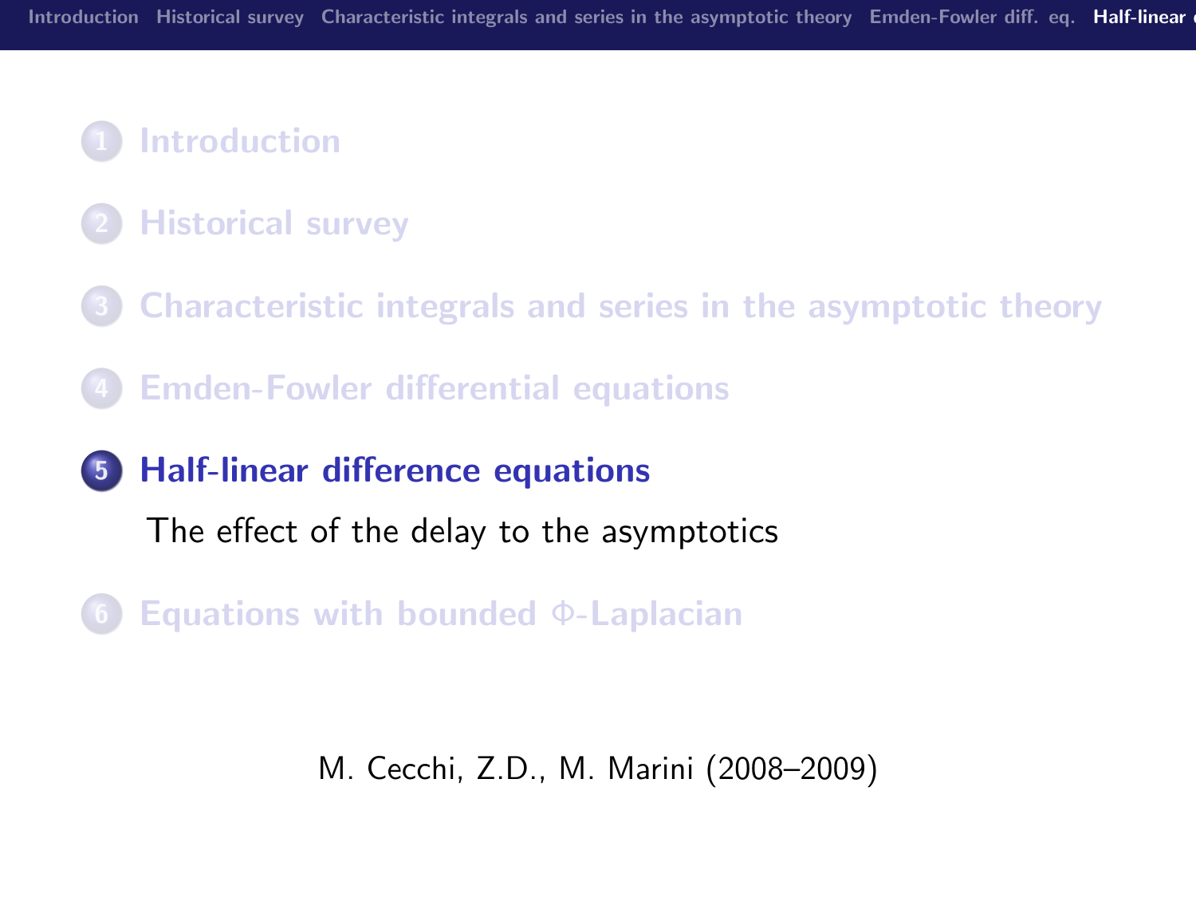1. Introduction

2. Historical survey

3. Characteristic integrals and series in the asymptotic theory

4. Emden-Fowler differential equations

5. **Half-linear difference equations**

   The effect of the delay to the asymptotics

6. Equations with bounded $\Phi$-Laplacian

M. Cecchi, Z.D., M. Marini (2008–2009)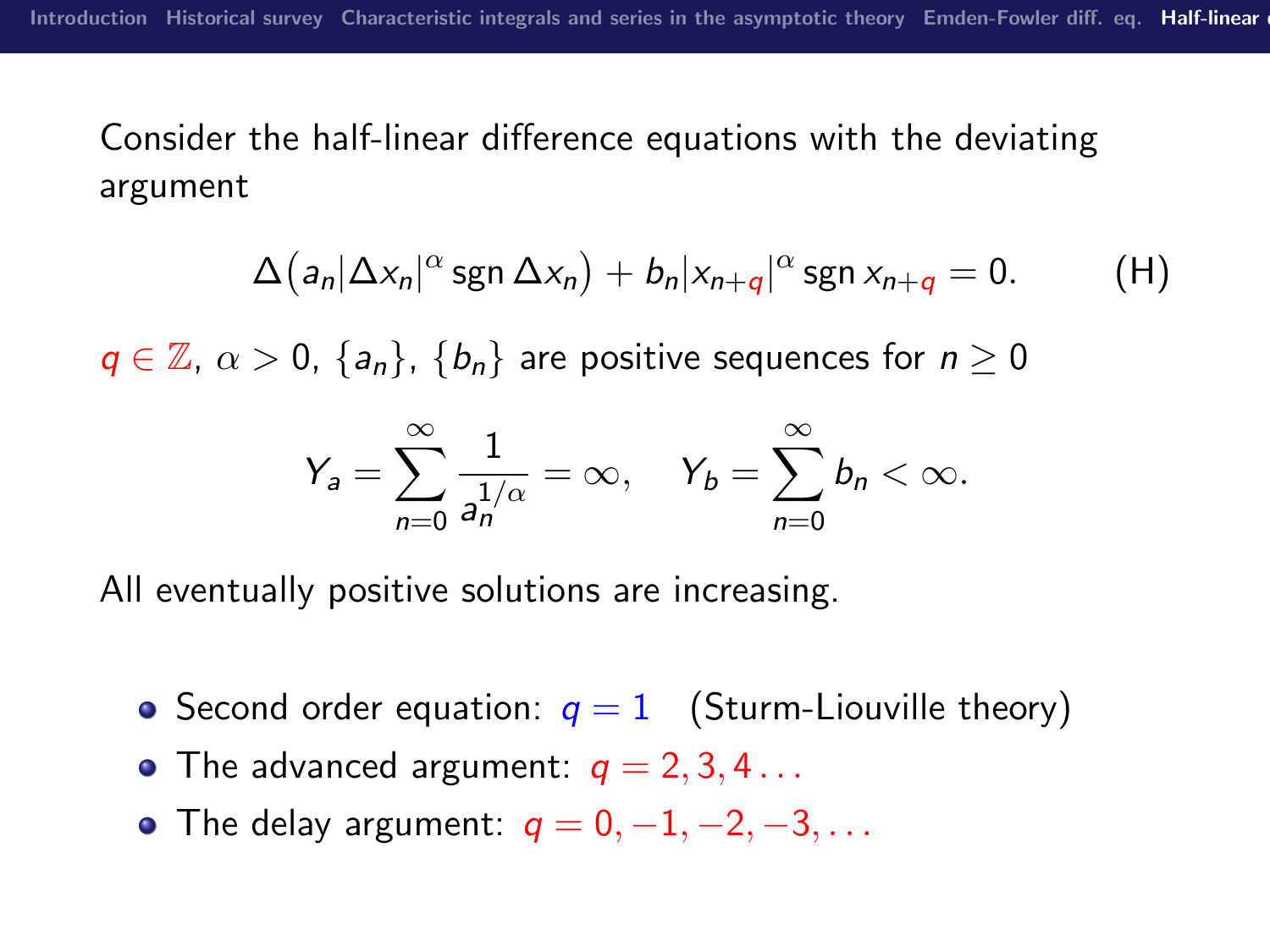Consider the half-linear difference equations with the deviating argument

$$\Delta\big(a_n|\Delta x_n|^\alpha \operatorname{sgn} \Delta x_n\big) + b_n|x_{n+q}|^\alpha \operatorname{sgn} x_{n+q} = 0. \qquad \text{(H)}$$

$q \in \mathbb{Z}$, $\alpha > 0$, $\{a_n\}$, $\{b_n\}$ are positive sequences for $n \geq 0$

$$Y_a = \sum_{n=0}^{\infty} \frac{1}{a_n^{1/\alpha}} = \infty, \quad Y_b = \sum_{n=0}^{\infty} b_n < \infty.$$

All eventually positive solutions are increasing.

- Second order equation: $q = 1$ (Sturm-Liouville theory)
- The advanced argument: $q = 2, 3, 4 \ldots$
- The delay argument: $q = 0, -1, -2, -3, \ldots$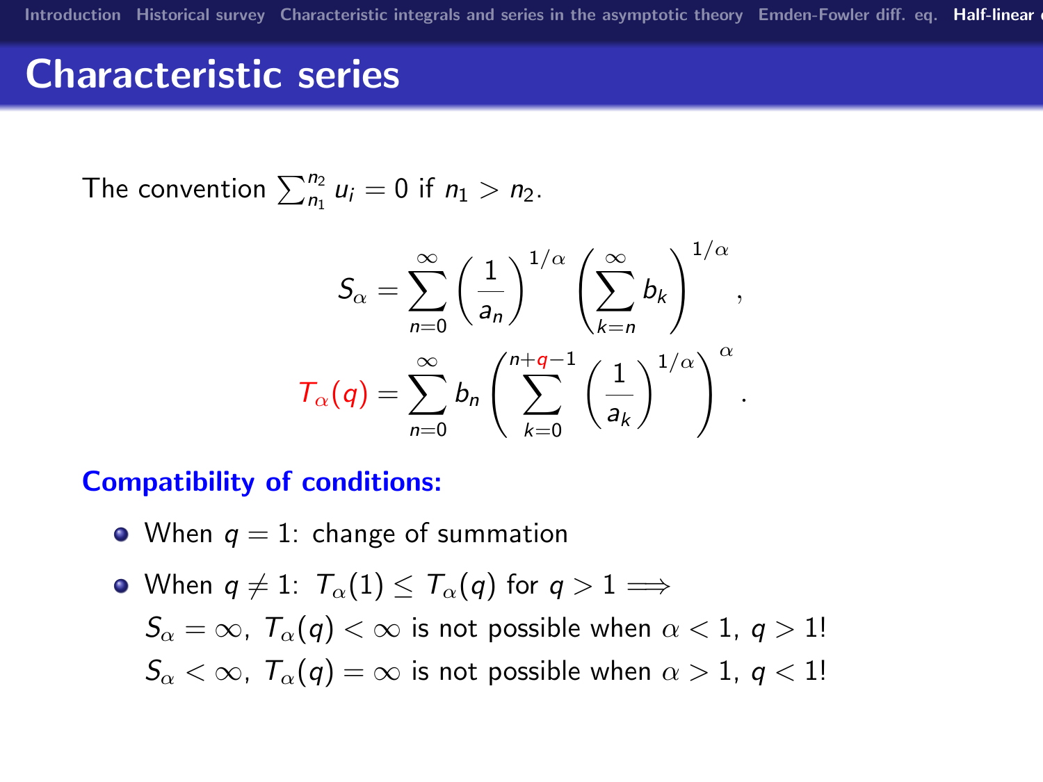## Characteristic series

The convention $\sum_{n_1}^{n_2} u_i = 0$ if $n_1 > n_2$.

$$S_\alpha = \sum_{n=0}^{\infty} \left(\frac{1}{a_n}\right)^{1/\alpha} \left(\sum_{k=n}^{\infty} b_k\right)^{1/\alpha},$$

$$T_\alpha(q) = \sum_{n=0}^{\infty} b_n \left(\sum_{k=0}^{n+q-1} \left(\frac{1}{a_k}\right)^{1/\alpha}\right)^{\alpha}.$$

**Compatibility of conditions:**

- When $q = 1$: change of summation
- When $q \neq 1$: $T_\alpha(1) \leq T_\alpha(q)$ for $q > 1 \Longrightarrow$
  $S_\alpha = \infty,\ T_\alpha(q) < \infty$ is not possible when $\alpha < 1,\ q > 1$!
  $S_\alpha < \infty,\ T_\alpha(q) = \infty$ is not possible when $\alpha > 1,\ q < 1$!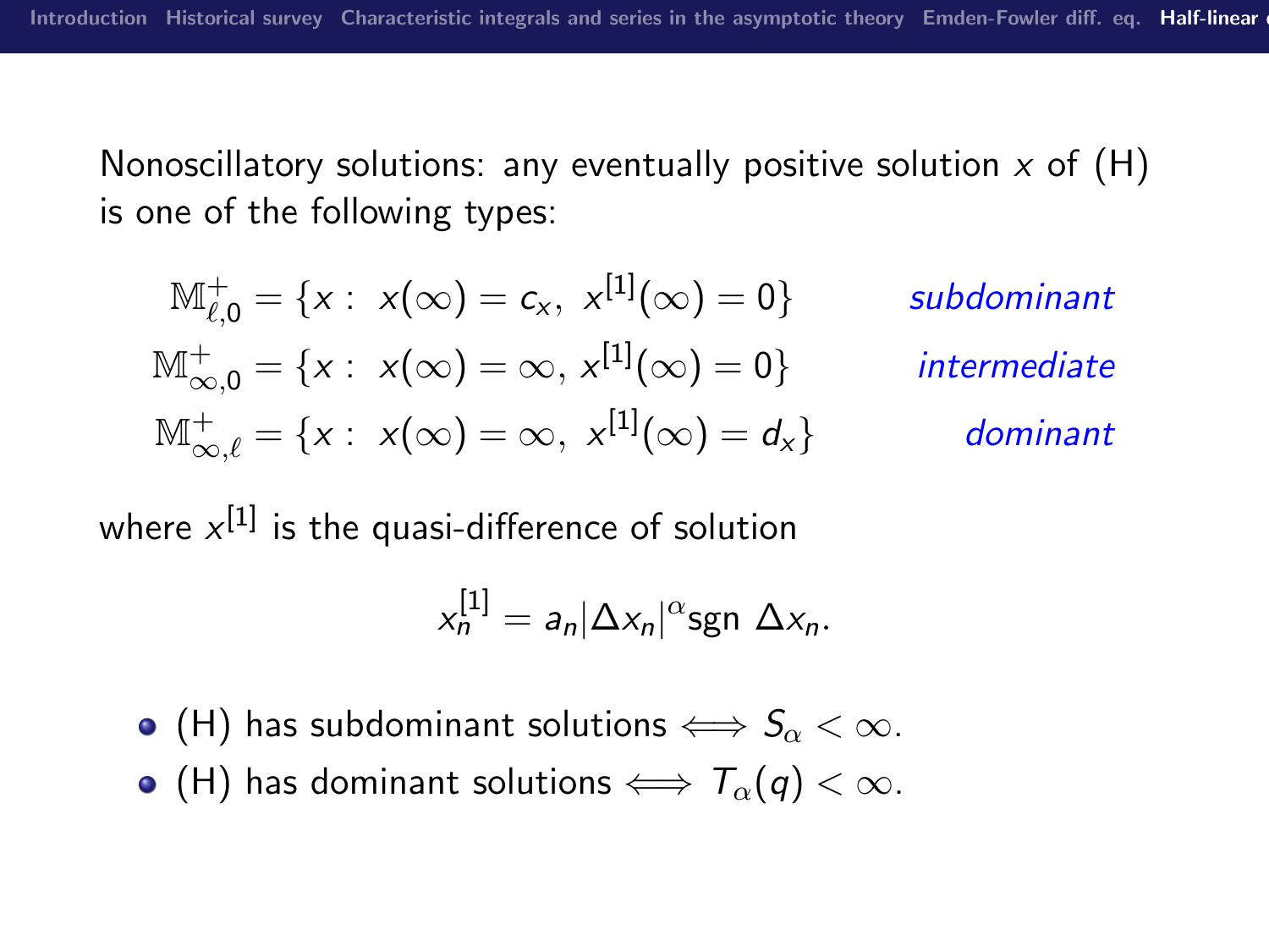Nonoscillatory solutions: any eventually positive solution $x$ of (H) is one of the following types:

$$
\begin{aligned}
\mathbb{M}^{+}_{\ell,0} &= \{x:\ x(\infty) = c_x,\ x^{[1]}(\infty) = 0\} && \textit{subdominant}\\
\mathbb{M}^{+}_{\infty,0} &= \{x:\ x(\infty) = \infty,\ x^{[1]}(\infty) = 0\} && \textit{intermediate}\\
\mathbb{M}^{+}_{\infty,\ell} &= \{x:\ x(\infty) = \infty,\ x^{[1]}(\infty) = d_x\} && \textit{dominant}
\end{aligned}
$$

where $x^{[1]}$ is the quasi-difference of solution

$$
x_n^{[1]} = a_n |\Delta x_n|^{\alpha} \operatorname{sgn} \Delta x_n.
$$

- (H) has subdominant solutions $\Longleftrightarrow S_\alpha < \infty$.
- (H) has dominant solutions $\Longleftrightarrow T_\alpha(q) < \infty$.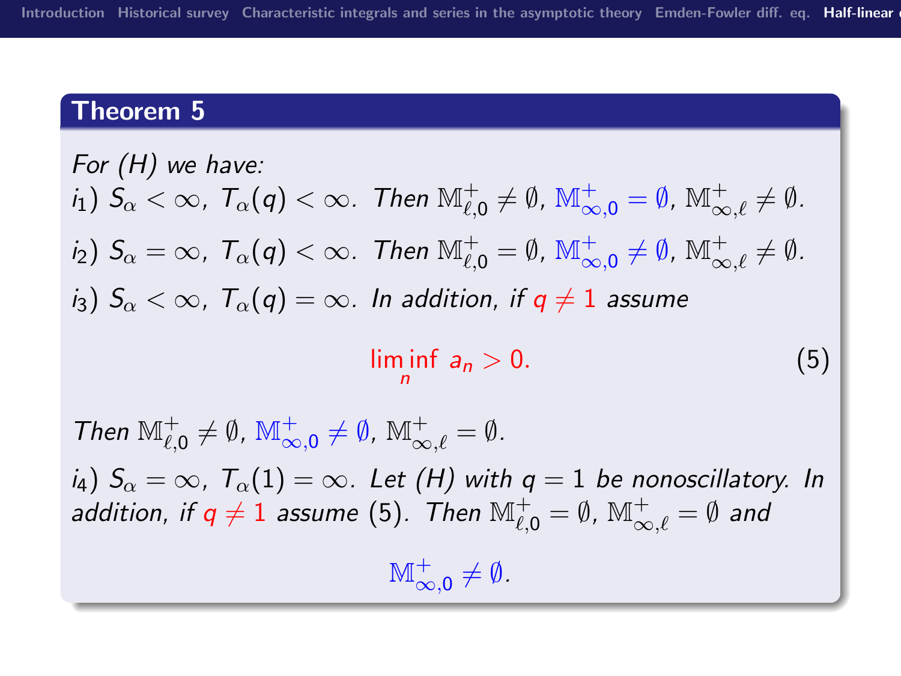## Theorem 5

*For (H) we have:*

$i_1$) $S_\alpha < \infty$, $T_\alpha(q) < \infty$. *Then* $\mathbb{M}^+_{\ell,0} \neq \emptyset$, $\mathbb{M}^+_{\infty,0} = \emptyset$, $\mathbb{M}^+_{\infty,\ell} \neq \emptyset$.

$i_2$) $S_\alpha = \infty$, $T_\alpha(q) < \infty$. *Then* $\mathbb{M}^+_{\ell,0} = \emptyset$, $\mathbb{M}^+_{\infty,0} \neq \emptyset$, $\mathbb{M}^+_{\infty,\ell} \neq \emptyset$.

$i_3$) $S_\alpha < \infty$, $T_\alpha(q) = \infty$. *In addition, if* $q \neq 1$ *assume*

$$\liminf_n \, a_n > 0. \tag{5}$$

*Then* $\mathbb{M}^+_{\ell,0} \neq \emptyset$, $\mathbb{M}^+_{\infty,0} \neq \emptyset$, $\mathbb{M}^+_{\infty,\ell} = \emptyset$.

$i_4$) $S_\alpha = \infty$, $T_\alpha(1) = \infty$. *Let (H) with* $q = 1$ *be nonoscillatory. In addition, if* $q \neq 1$ *assume* (5). *Then* $\mathbb{M}^+_{\ell,0} = \emptyset$, $\mathbb{M}^+_{\infty,\ell} = \emptyset$ *and*

$$\mathbb{M}^+_{\infty,0} \neq \emptyset.$$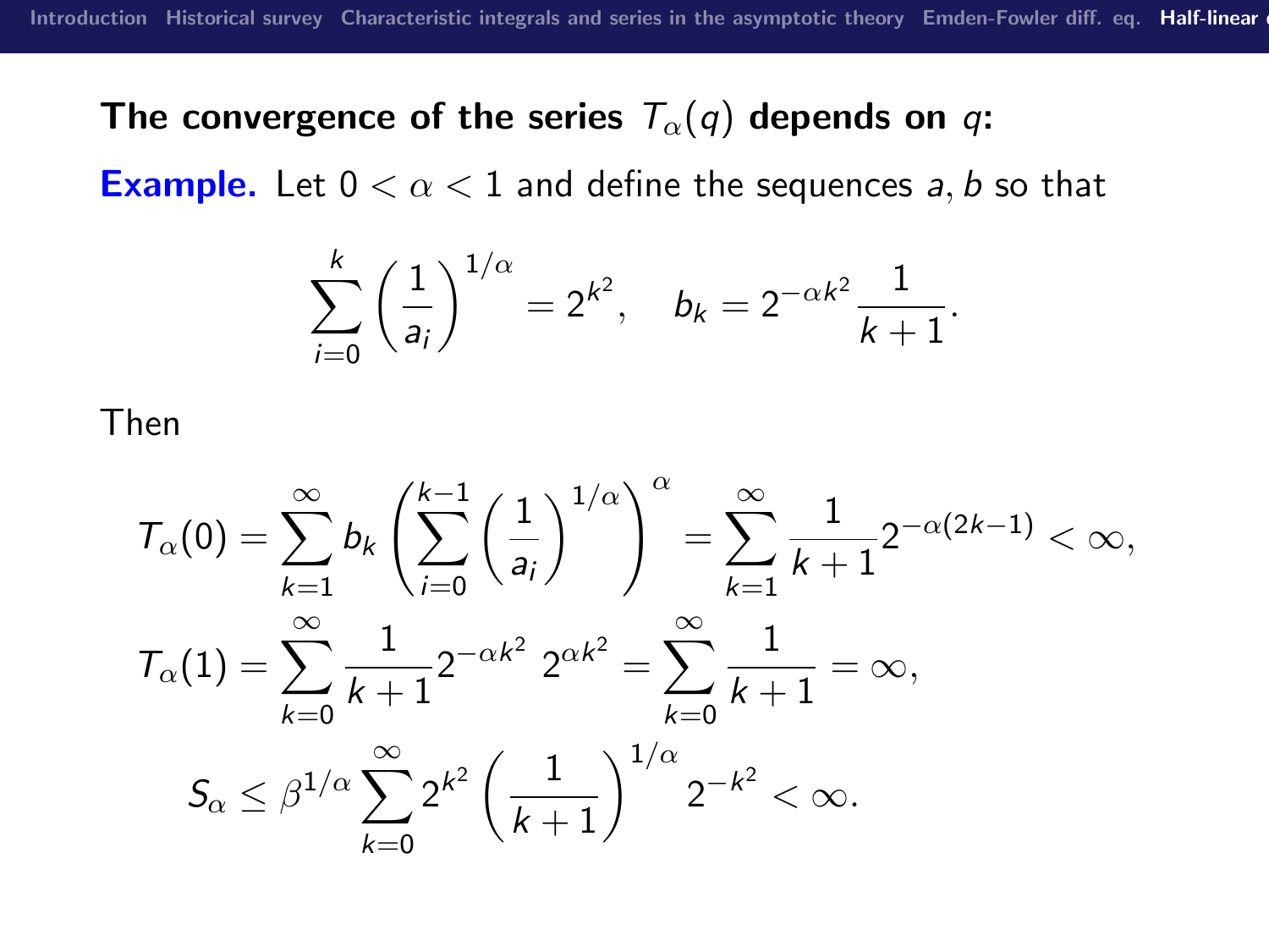**The convergence of the series $T_\alpha(q)$ depends on $q$:**

**Example.** Let $0 < \alpha < 1$ and define the sequences $a, b$ so that

$$\sum_{i=0}^{k} \left(\frac{1}{a_i}\right)^{1/\alpha} = 2^{k^2}, \quad b_k = 2^{-\alpha k^2} \frac{1}{k+1}.$$

Then

$$T_\alpha(0) = \sum_{k=1}^{\infty} b_k \left( \sum_{i=0}^{k-1} \left(\frac{1}{a_i}\right)^{1/\alpha} \right)^{\alpha} = \sum_{k=1}^{\infty} \frac{1}{k+1} 2^{-\alpha(2k-1)} < \infty,$$

$$T_\alpha(1) = \sum_{k=0}^{\infty} \frac{1}{k+1} 2^{-\alpha k^2} \; 2^{\alpha k^2} = \sum_{k=0}^{\infty} \frac{1}{k+1} = \infty,$$

$$S_\alpha \le \beta^{1/\alpha} \sum_{k=0}^{\infty} 2^{k^2} \left(\frac{1}{k+1}\right)^{1/\alpha} 2^{-k^2} < \infty.$$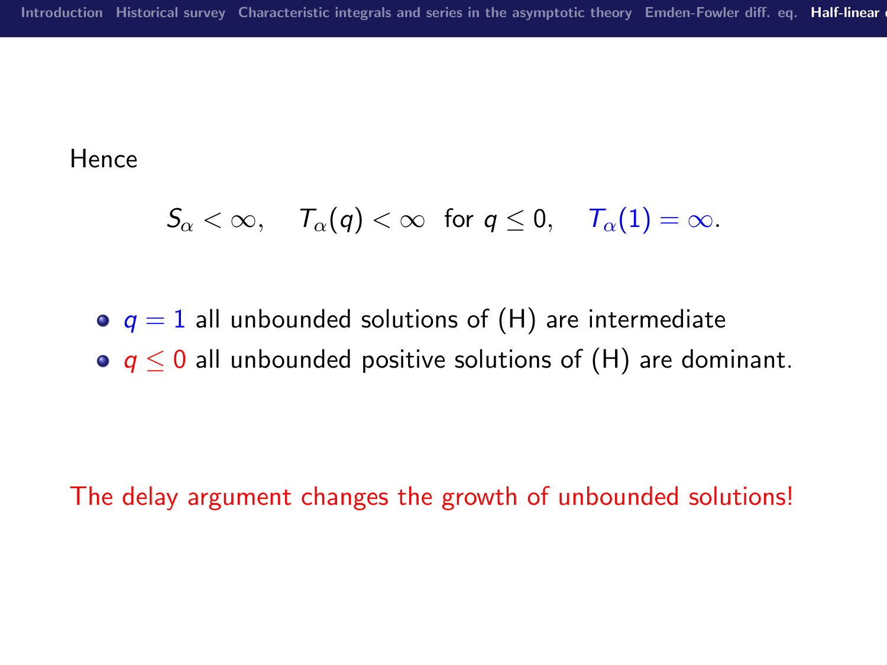Hence

$$S_\alpha < \infty, \quad T_\alpha(q) < \infty \ \text{ for } q \le 0, \quad T_\alpha(1) = \infty.$$

- $q = 1$ all unbounded solutions of (H) are intermediate
- $q \le 0$ all unbounded positive solutions of (H) are dominant.

The delay argument changes the growth of unbounded solutions!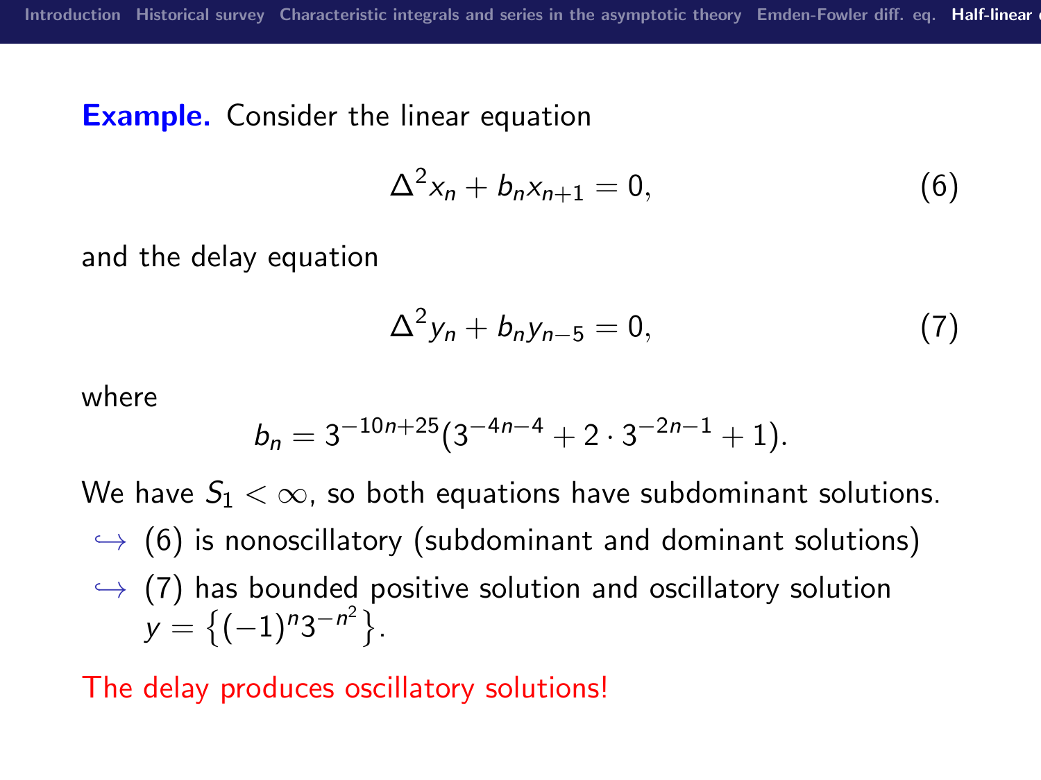**Example.** Consider the linear equation

$$\Delta^2 x_n + b_n x_{n+1} = 0, \tag{6}$$

and the delay equation

$$\Delta^2 y_n + b_n y_{n-5} = 0, \tag{7}$$

where

$$b_n = 3^{-10n+25}(3^{-4n-4} + 2 \cdot 3^{-2n-1} + 1).$$

We have $S_1 < \infty$, so both equations have subdominant solutions.

- ↪ (6) is nonoscillatory (subdominant and dominant solutions)
- ↪ (7) has bounded positive solution and oscillatory solution $y = \left\{(-1)^n 3^{-n^2}\right\}$.

The delay produces oscillatory solutions!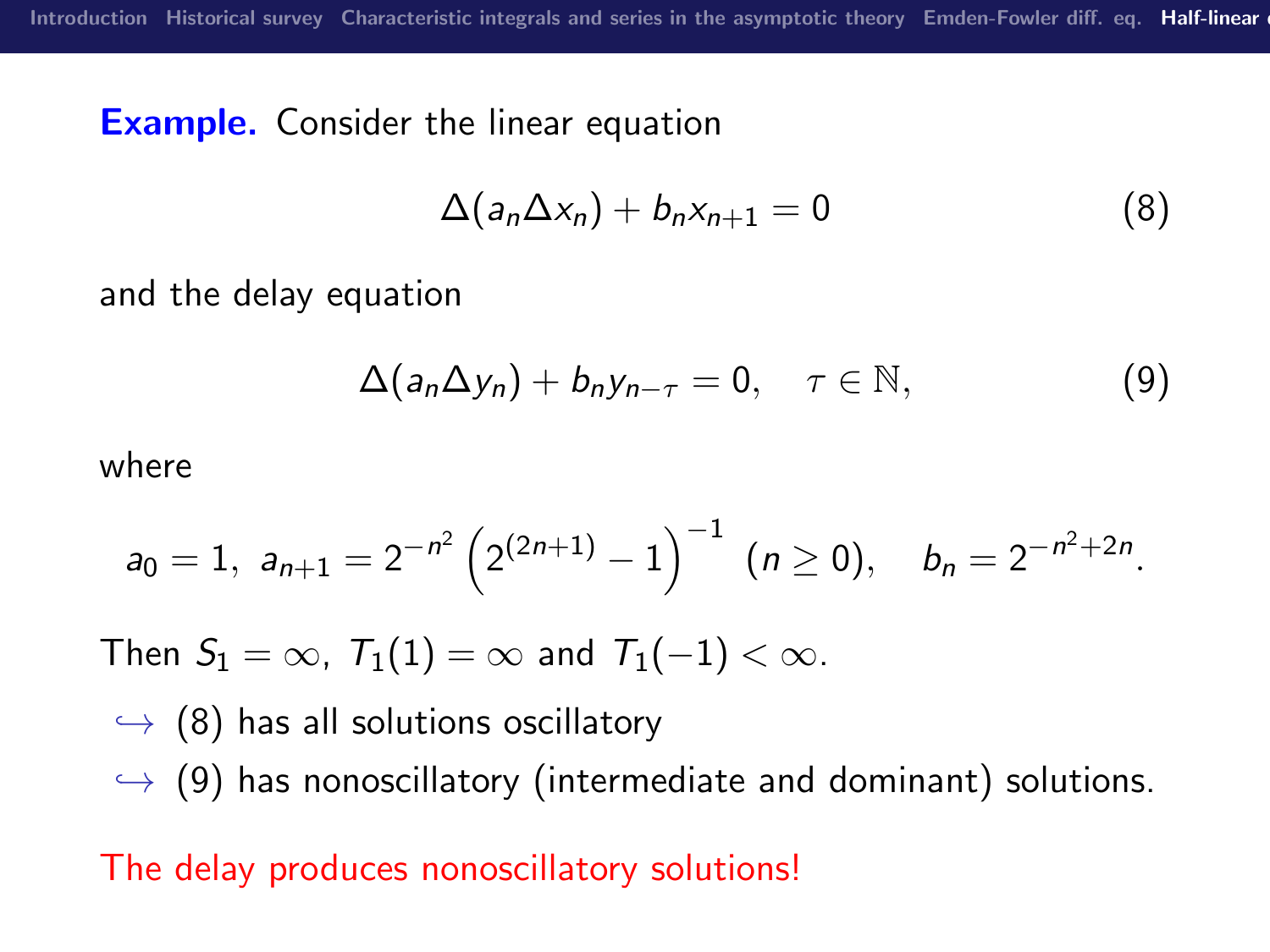**Example.** Consider the linear equation

$$\Delta(a_n \Delta x_n) + b_n x_{n+1} = 0 \tag{8}$$

and the delay equation

$$\Delta(a_n \Delta y_n) + b_n y_{n-\tau} = 0, \quad \tau \in \mathbb{N}, \tag{9}$$

where

$$a_0 = 1, \; a_{n+1} = 2^{-n^2} \left(2^{(2n+1)} - 1\right)^{-1} \; (n \geq 0), \quad b_n = 2^{-n^2+2n}.$$

Then $S_1 = \infty$, $T_1(1) = \infty$ and $T_1(-1) < \infty$.

- ↪ (8) has all solutions oscillatory
- ↪ (9) has nonoscillatory (intermediate and dominant) solutions.

The delay produces nonoscillatory solutions!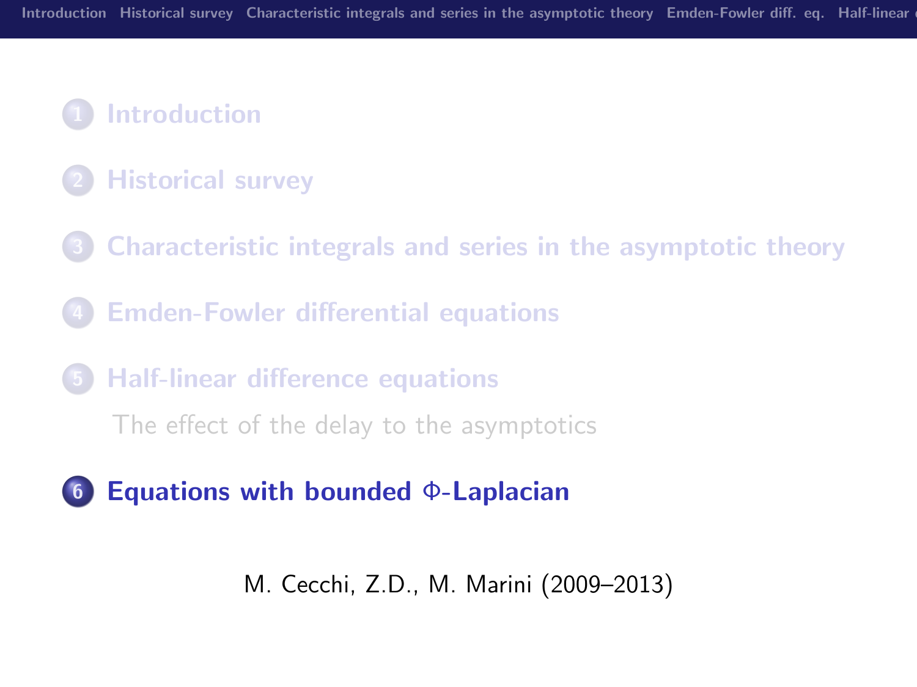1. Introduction
2. Historical survey
3. Characteristic integrals and series in the asymptotic theory
4. Emden-Fowler differential equations
5. Half-linear difference equations
   - The effect of the delay to the asymptotics
6. **Equations with bounded Φ-Laplacian**

M. Cecchi, Z.D., M. Marini (2009–2013)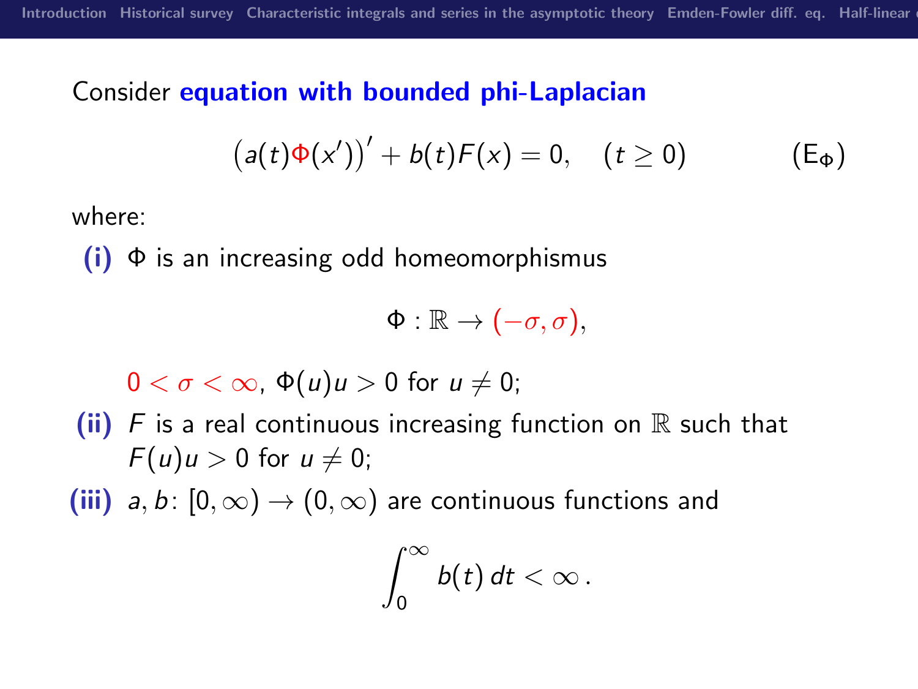Consider **equation with bounded phi-Laplacian**

$$\big(a(t)\Phi(x')\big)' + b(t)F(x) = 0, \quad (t \geq 0) \qquad (\mathrm{E}_\Phi)$$

where:

**(i)** $\Phi$ is an increasing odd homeomorphismus

$$\Phi : \mathbb{R} \to (-\sigma, \sigma),$$

$0 < \sigma < \infty$, $\Phi(u)u > 0$ for $u \neq 0$;

**(ii)** $F$ is a real continuous increasing function on $\mathbb{R}$ such that $F(u)u > 0$ for $u \neq 0$;

**(iii)** $a, b$: $[0, \infty) \to (0, \infty)$ are continuous functions and

$$\int_0^\infty b(t)\, dt < \infty \,.$$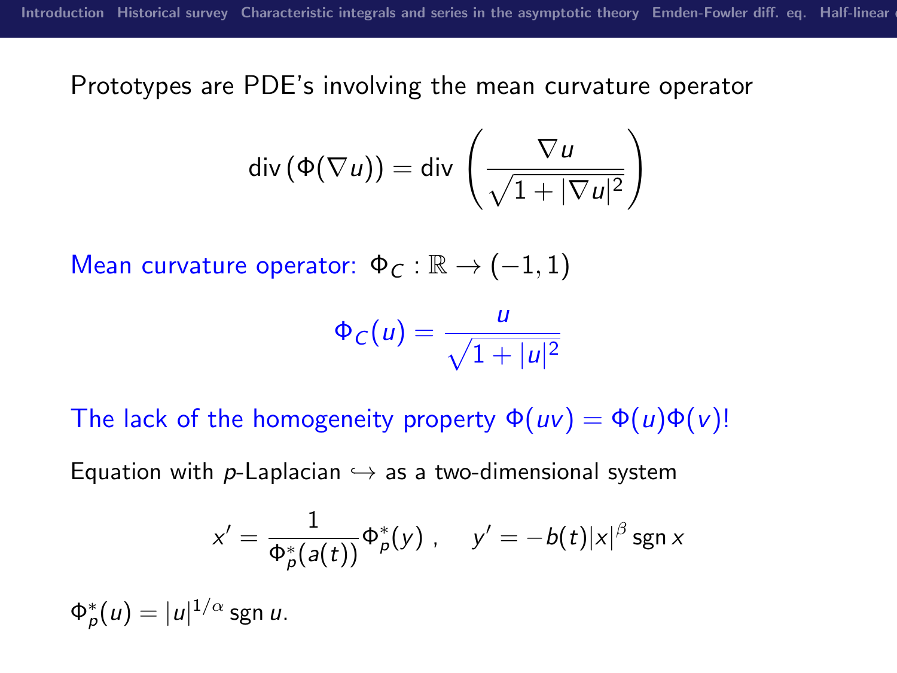Prototypes are PDE's involving the mean curvature operator

$$\operatorname{div}(\Phi(\nabla u)) = \operatorname{div}\left(\frac{\nabla u}{\sqrt{1+|\nabla u|^2}}\right)$$

Mean curvature operator: $\Phi_C : \mathbb{R} \to (-1,1)$

$$\Phi_C(u) = \frac{u}{\sqrt{1+|u|^2}}$$

The lack of the homogeneity property $\Phi(uv) = \Phi(u)\Phi(v)$!

Equation with $p$-Laplacian $\hookrightarrow$ as a two-dimensional system

$$x' = \frac{1}{\Phi_p^*(a(t))}\Phi_p^*(y)\ , \qquad y' = -b(t)|x|^{\beta}\operatorname{sgn} x$$

$\Phi_p^*(u) = |u|^{1/\alpha}\operatorname{sgn} u.$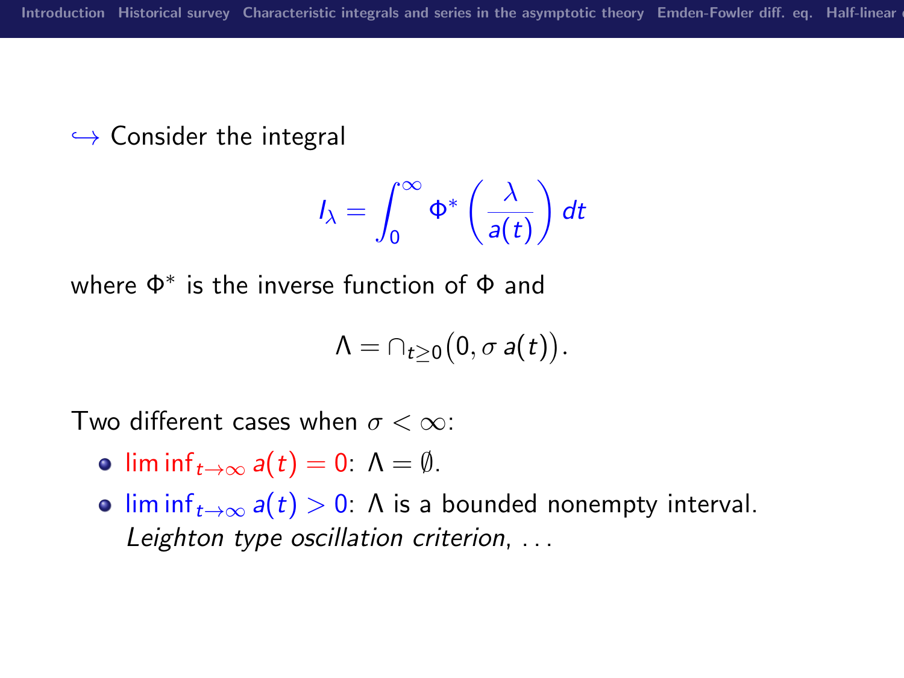$\hookrightarrow$ Consider the integral

$$I_\lambda = \int_0^\infty \Phi^*\left(\frac{\lambda}{a(t)}\right) dt$$

where $\Phi^*$ is the inverse function of $\Phi$ and

$$\Lambda = \cap_{t\geq 0}\big(0, \sigma\, a(t)\big).$$

Two different cases when $\sigma < \infty$:

- $\liminf_{t\to\infty} a(t) = 0$: $\Lambda = \emptyset$.
- $\liminf_{t\to\infty} a(t) > 0$: $\Lambda$ is a bounded nonempty interval.
  *Leighton type oscillation criterion*, ...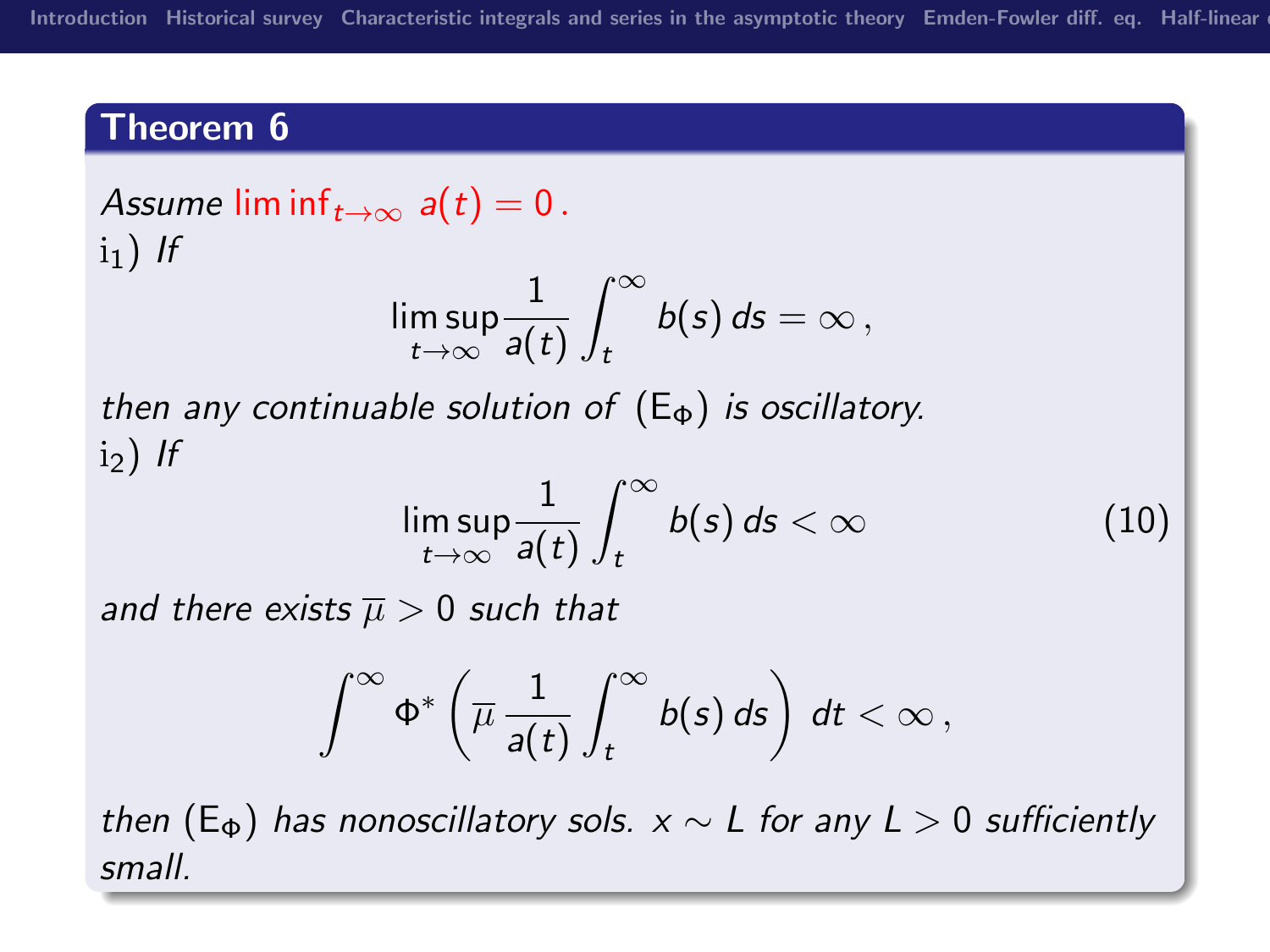## Theorem 6

*Assume* $\liminf_{t\to\infty} a(t) = 0$.

i$_1$) *If*

$$\limsup_{t\to\infty} \frac{1}{a(t)} \int_t^\infty b(s)\, ds = \infty\,,$$

*then any continuable solution of* (E$_\Phi$) *is oscillatory.*

i$_2$) *If*

$$\limsup_{t\to\infty} \frac{1}{a(t)} \int_t^\infty b(s)\, ds < \infty \tag{10}$$

*and there exists* $\overline{\mu} > 0$ *such that*

$$\int^\infty \Phi^* \left( \overline{\mu}\, \frac{1}{a(t)} \int_t^\infty b(s)\, ds \right) dt < \infty\,,$$

*then* (E$_\Phi$) *has nonoscillatory sols.* $x \sim L$ *for any* $L > 0$ *sufficiently small.*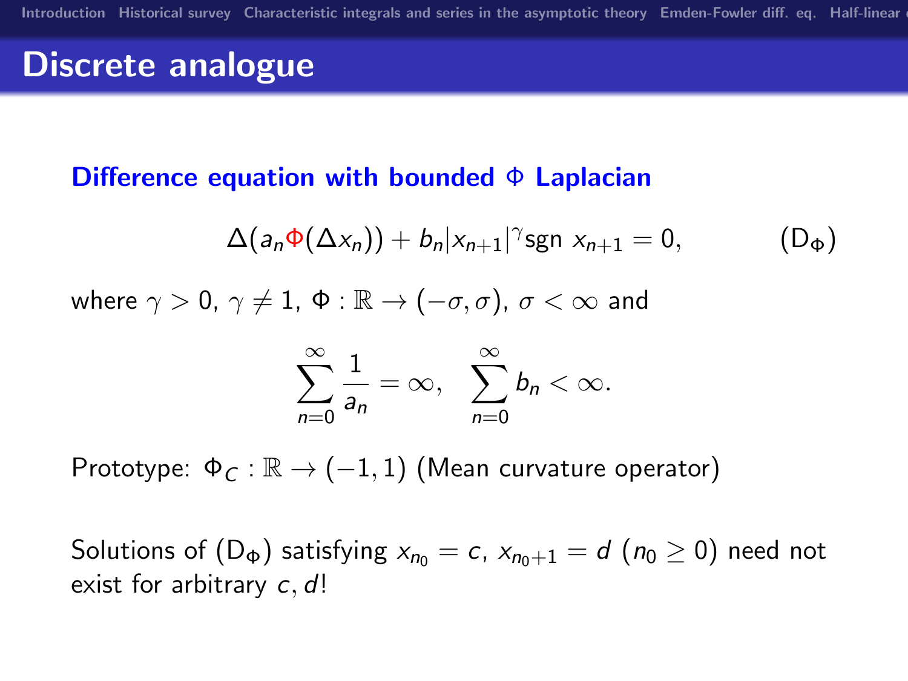# Discrete analogue

### Difference equation with bounded $\Phi$ Laplacian

$$\Delta(a_n \Phi(\Delta x_n)) + b_n |x_{n+1}|^{\gamma} \operatorname{sgn} x_{n+1} = 0, \qquad (\mathrm{D}_\Phi)$$

where $\gamma > 0$, $\gamma \neq 1$, $\Phi : \mathbb{R} \to (-\sigma, \sigma)$, $\sigma < \infty$ and

$$\sum_{n=0}^{\infty} \frac{1}{a_n} = \infty, \quad \sum_{n=0}^{\infty} b_n < \infty.$$

Prototype: $\Phi_C : \mathbb{R} \to (-1, 1)$ (Mean curvature operator)

Solutions of $(\mathrm{D}_\Phi)$ satisfying $x_{n_0} = c$, $x_{n_0+1} = d$ $(n_0 \geq 0)$ need not exist for arbitrary $c, d$!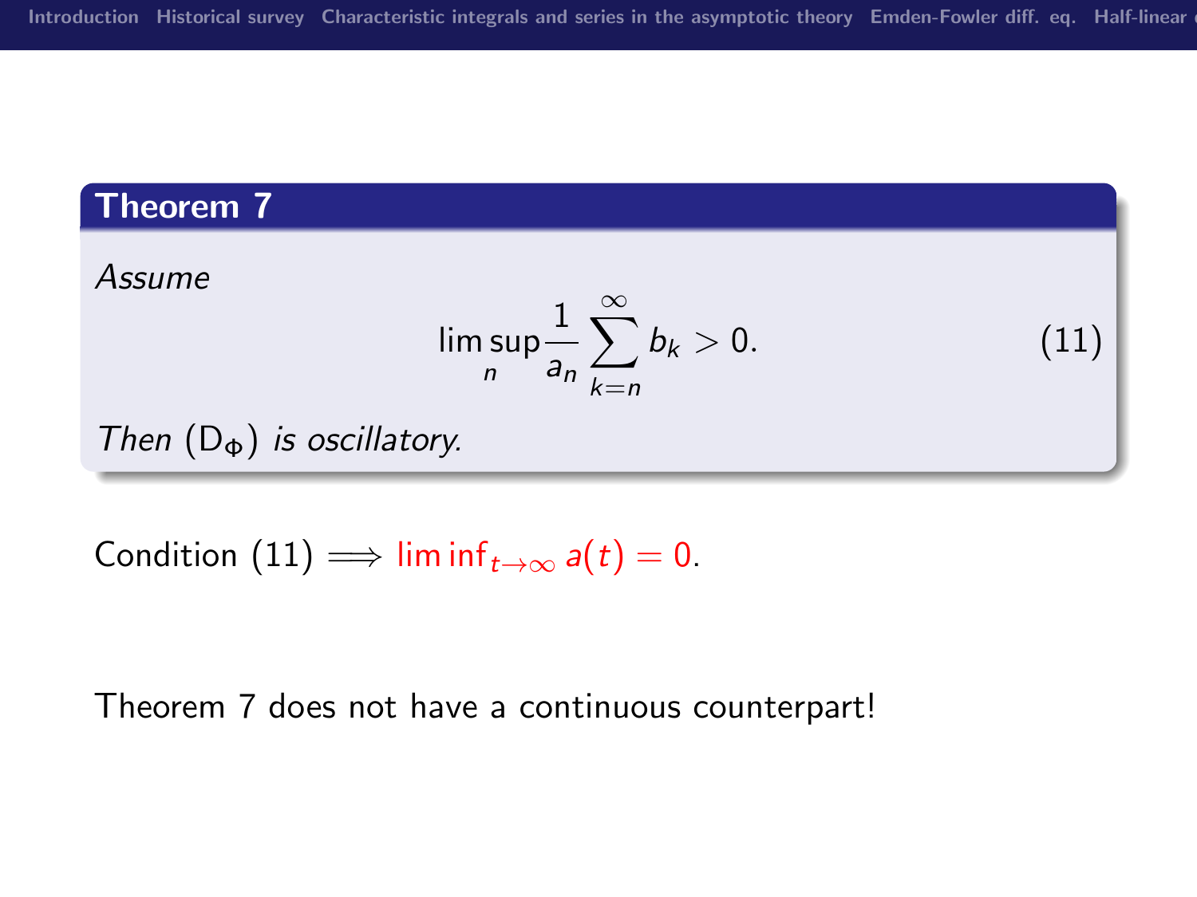**Theorem 7**

*Assume*

$$\limsup_{n} \frac{1}{a_n} \sum_{k=n}^{\infty} b_k > 0. \tag{11}$$

*Then* $(\mathrm{D}_\Phi)$ *is oscillatory.*

Condition (11) $\Longrightarrow$ $\liminf_{t\to\infty} a(t) = 0$.

Theorem 7 does not have a continuous counterpart!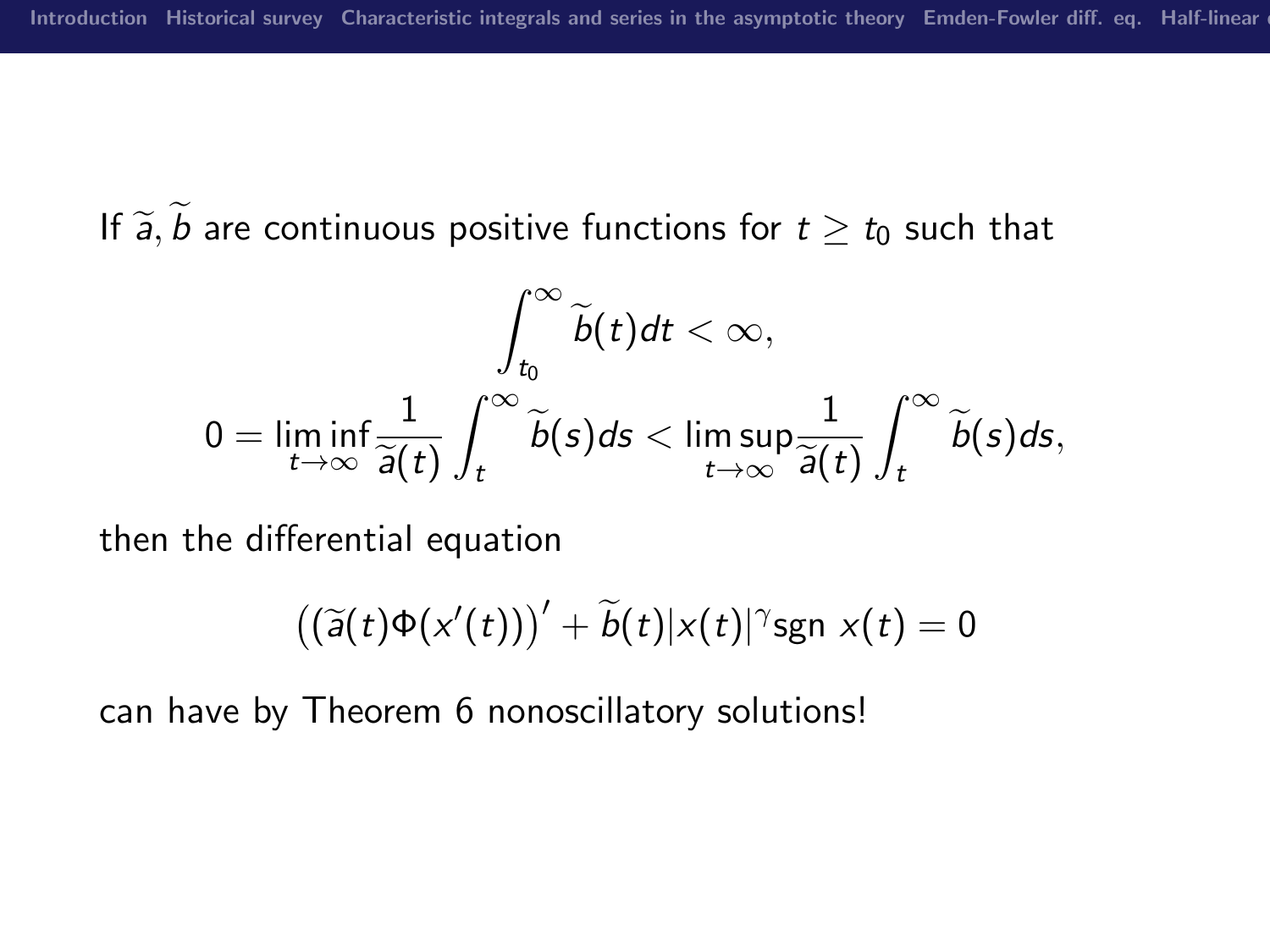If $\widetilde{a}, \widetilde{b}$ are continuous positive functions for $t \geq t_0$ such that

$$\int_{t_0}^{\infty} \widetilde{b}(t)dt < \infty,$$

$$0 = \liminf_{t\to\infty} \frac{1}{\widetilde{a}(t)} \int_t^{\infty} \widetilde{b}(s)ds < \limsup_{t\to\infty} \frac{1}{\widetilde{a}(t)} \int_t^{\infty} \widetilde{b}(s)ds,$$

then the differential equation

$$\left(\widetilde{a}(t)\Phi(x'(t))\right)' + \widetilde{b}(t)|x(t)|^{\gamma}\text{sgn } x(t) = 0$$

can have by Theorem 6 nonoscillatory solutions!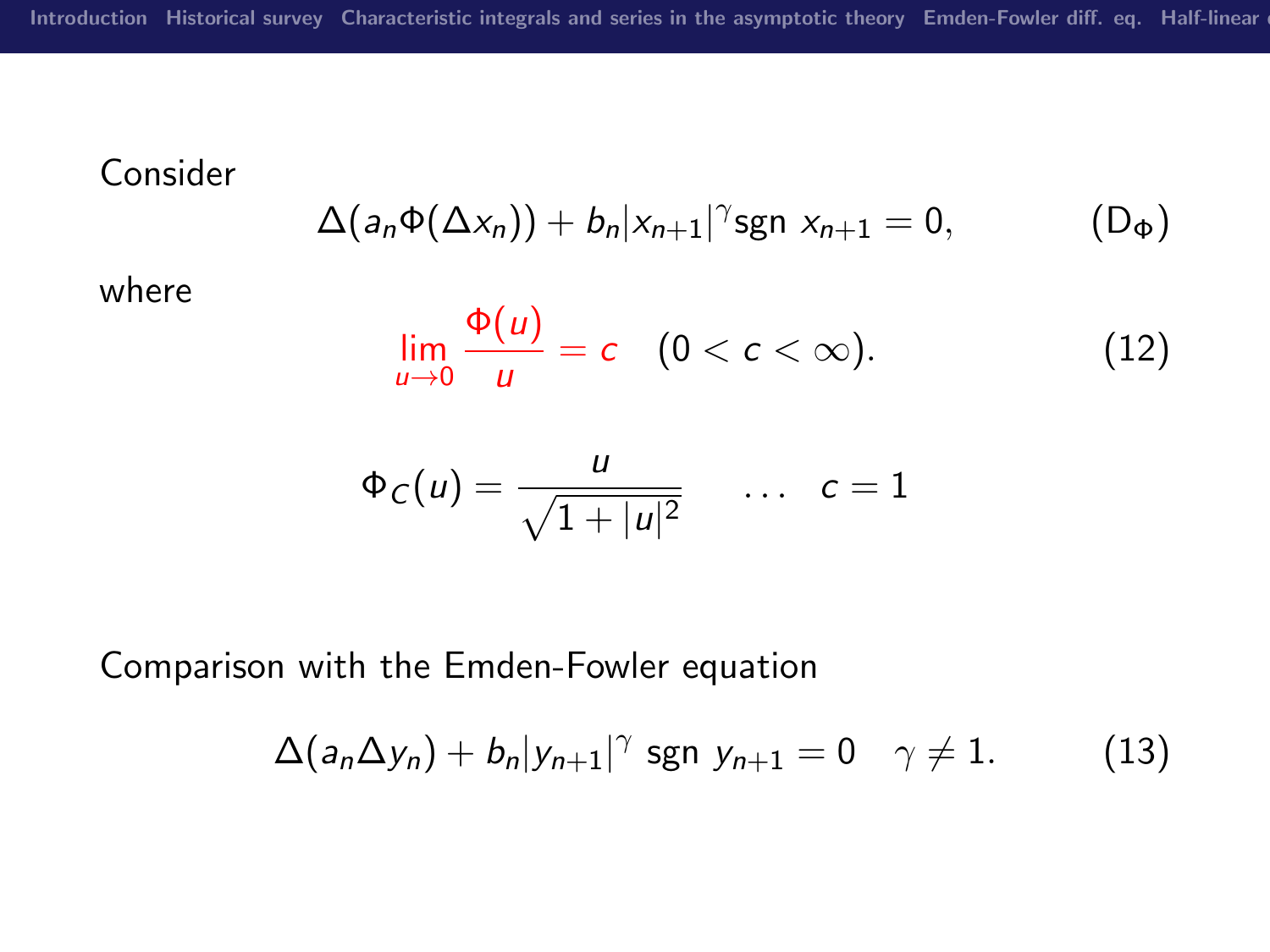Consider

$$\Delta(a_n \Phi(\Delta x_n)) + b_n |x_{n+1}|^{\gamma} \text{sgn } x_{n+1} = 0, \tag{$D_\Phi$}$$

where

$$\lim_{u \to 0} \frac{\Phi(u)}{u} = c \quad (0 < c < \infty). \tag{12}$$

$$\Phi_C(u) = \frac{u}{\sqrt{1 + |u|^2}} \quad \dots \quad c = 1$$

Comparison with the Emden-Fowler equation

$$\Delta(a_n \Delta y_n) + b_n |y_{n+1}|^{\gamma} \text{ sgn } y_{n+1} = 0 \quad \gamma \neq 1. \tag{13}$$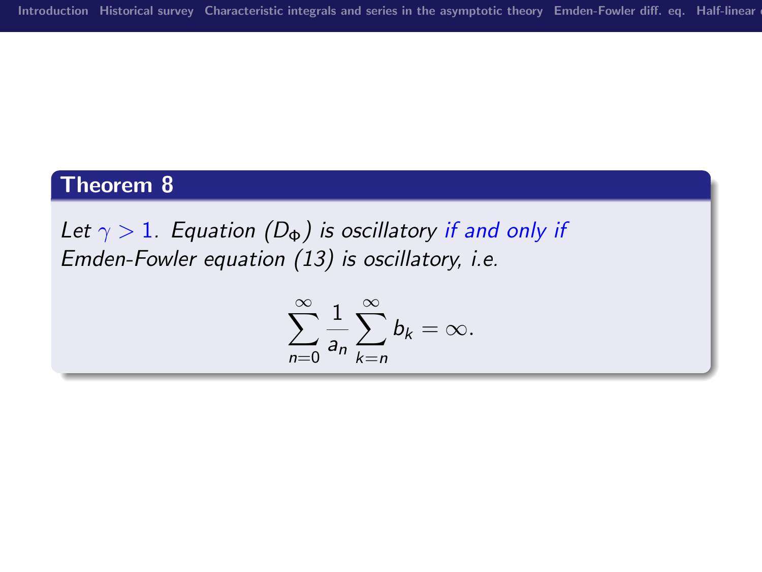**Theorem 8**

*Let $\gamma > 1$. Equation $(D_\Phi)$ is oscillatory if and only if Emden-Fowler equation (13) is oscillatory, i.e.*

$$\sum_{n=0}^{\infty} \frac{1}{a_n} \sum_{k=n}^{\infty} b_k = \infty.$$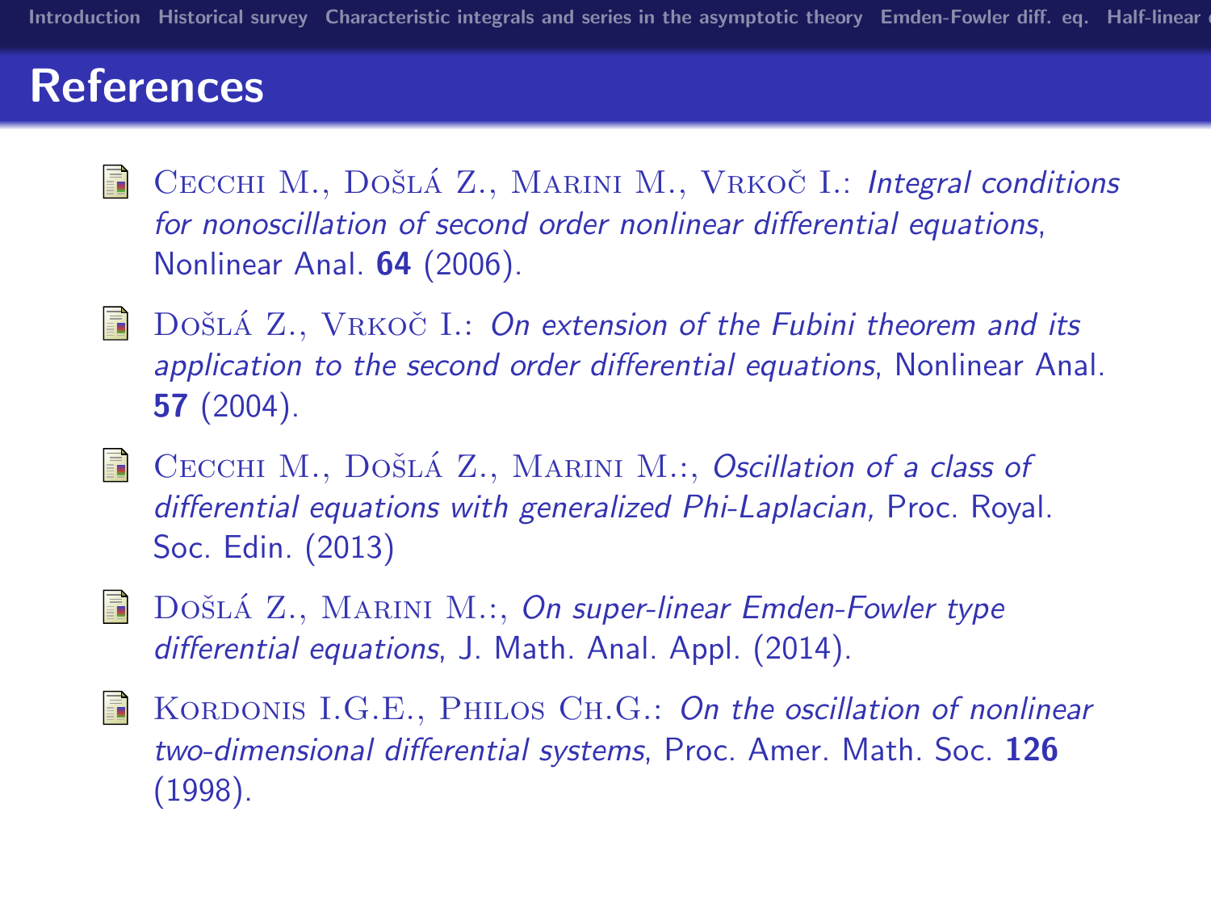## References

- CECCHI M., DOŠLÁ Z., MARINI M., VRKOČ I.: *Integral conditions for nonoscillation of second order nonlinear differential equations*, Nonlinear Anal. **64** (2006).

- DOŠLÁ Z., VRKOČ I.: *On extension of the Fubini theorem and its application to the second order differential equations*, Nonlinear Anal. **57** (2004).

- CECCHI M., DOŠLÁ Z., MARINI M.:, *Oscillation of a class of differential equations with generalized Phi-Laplacian*, Proc. Royal. Soc. Edin. (2013)

- DOŠLÁ Z., MARINI M.:, *On super-linear Emden-Fowler type differential equations*, J. Math. Anal. Appl. (2014).

- KORDONIS I.G.E., PHILOS CH.G.: *On the oscillation of nonlinear two-dimensional differential systems*, Proc. Amer. Math. Soc. **126** (1998).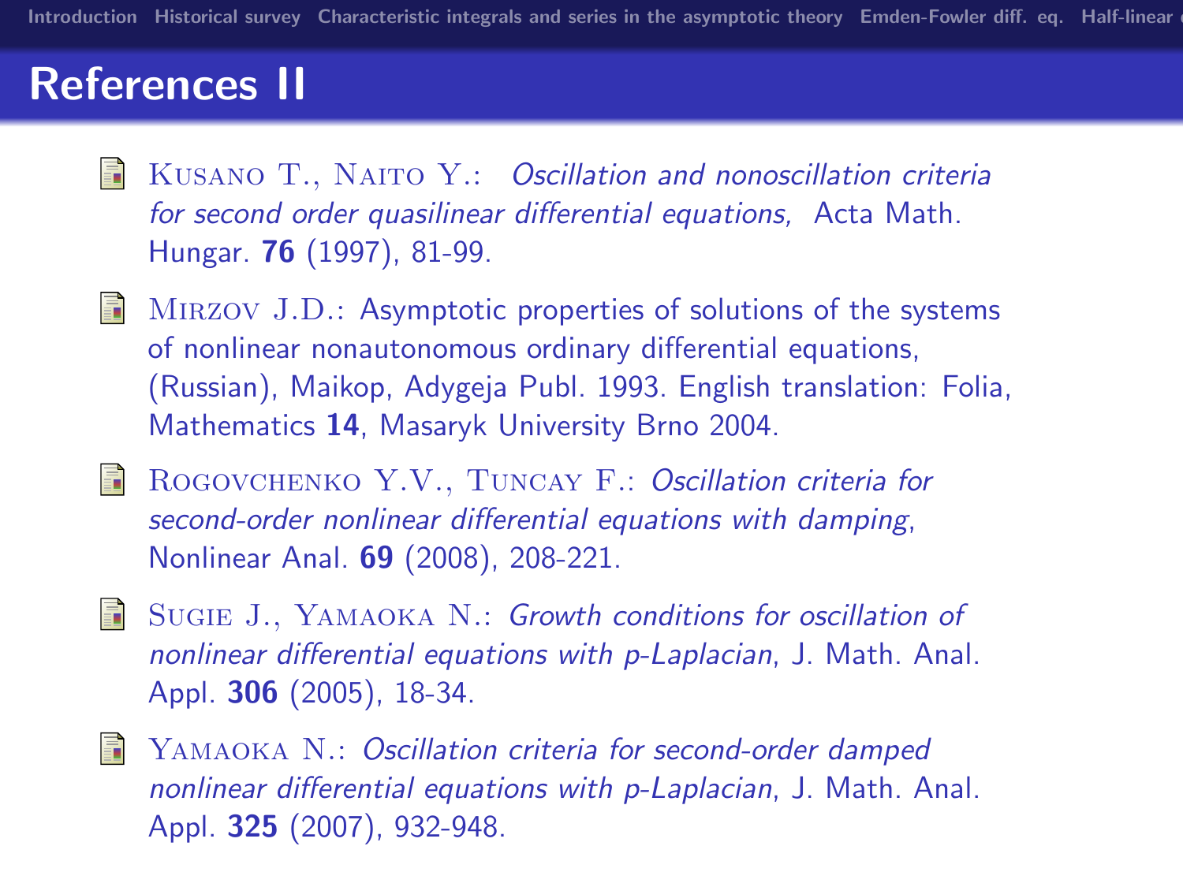## References II

- Kusano T., Naito Y.: *Oscillation and nonoscillation criteria for second order quasilinear differential equations,* Acta Math. Hungar. **76** (1997), 81-99.
- Mirzov J.D.: Asymptotic properties of solutions of the systems of nonlinear nonautonomous ordinary differential equations, (Russian), Maikop, Adygeja Publ. 1993. English translation: Folia, Mathematics **14**, Masaryk University Brno 2004.
- Rogovchenko Y.V., Tuncay F.: *Oscillation criteria for second-order nonlinear differential equations with damping*, Nonlinear Anal. **69** (2008), 208-221.
- Sugie J., Yamaoka N.: *Growth conditions for oscillation of nonlinear differential equations with p-Laplacian*, J. Math. Anal. Appl. **306** (2005), 18-34.
- Yamaoka N.: *Oscillation criteria for second-order damped nonlinear differential equations with p-Laplacian*, J. Math. Anal. Appl. **325** (2007), 932-948.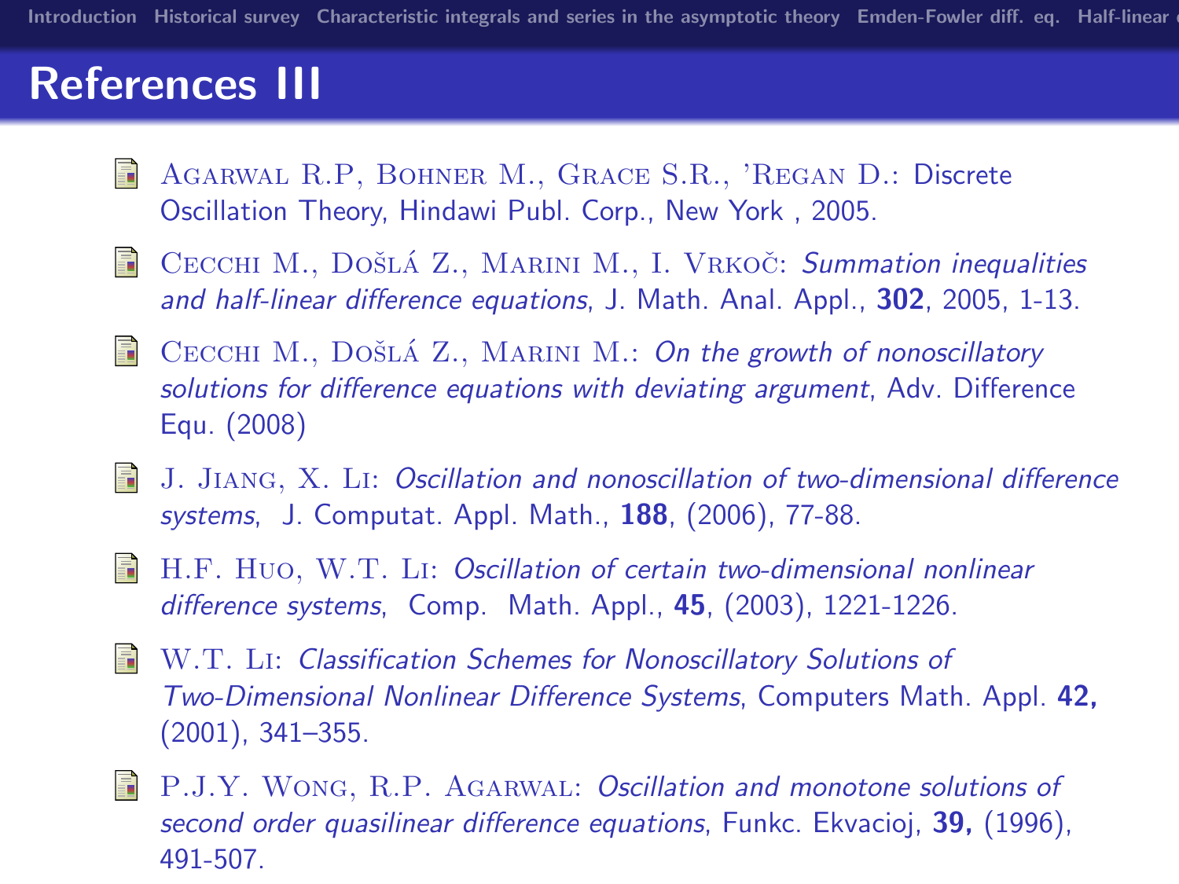# References III

- Agarwal R.P, Bohner M., Grace S.R., 'Regan D.: Discrete Oscillation Theory, Hindawi Publ. Corp., New York , 2005.
- Cecchi M., Došlá Z., Marini M., I. Vrkoč: *Summation inequalities and half-linear difference equations*, J. Math. Anal. Appl., **302**, 2005, 1-13.
- Cecchi M., Došlá Z., Marini M.: *On the growth of nonoscillatory solutions for difference equations with deviating argument*, Adv. Difference Equ. (2008)
- J. Jiang, X. Li: *Oscillation and nonoscillation of two-dimensional difference systems*, J. Computat. Appl. Math., **188**, (2006), 77-88.
- H.F. Huo, W.T. Li: *Oscillation of certain two-dimensional nonlinear difference systems*, Comp. Math. Appl., **45**, (2003), 1221-1226.
- W.T. Li: *Classification Schemes for Nonoscillatory Solutions of Two-Dimensional Nonlinear Difference Systems*, Computers Math. Appl. **42,** (2001), 341–355.
- P.J.Y. Wong, R.P. Agarwal: *Oscillation and monotone solutions of second order quasilinear difference equations*, Funkc. Ekvacioj, **39,** (1996), 491-507.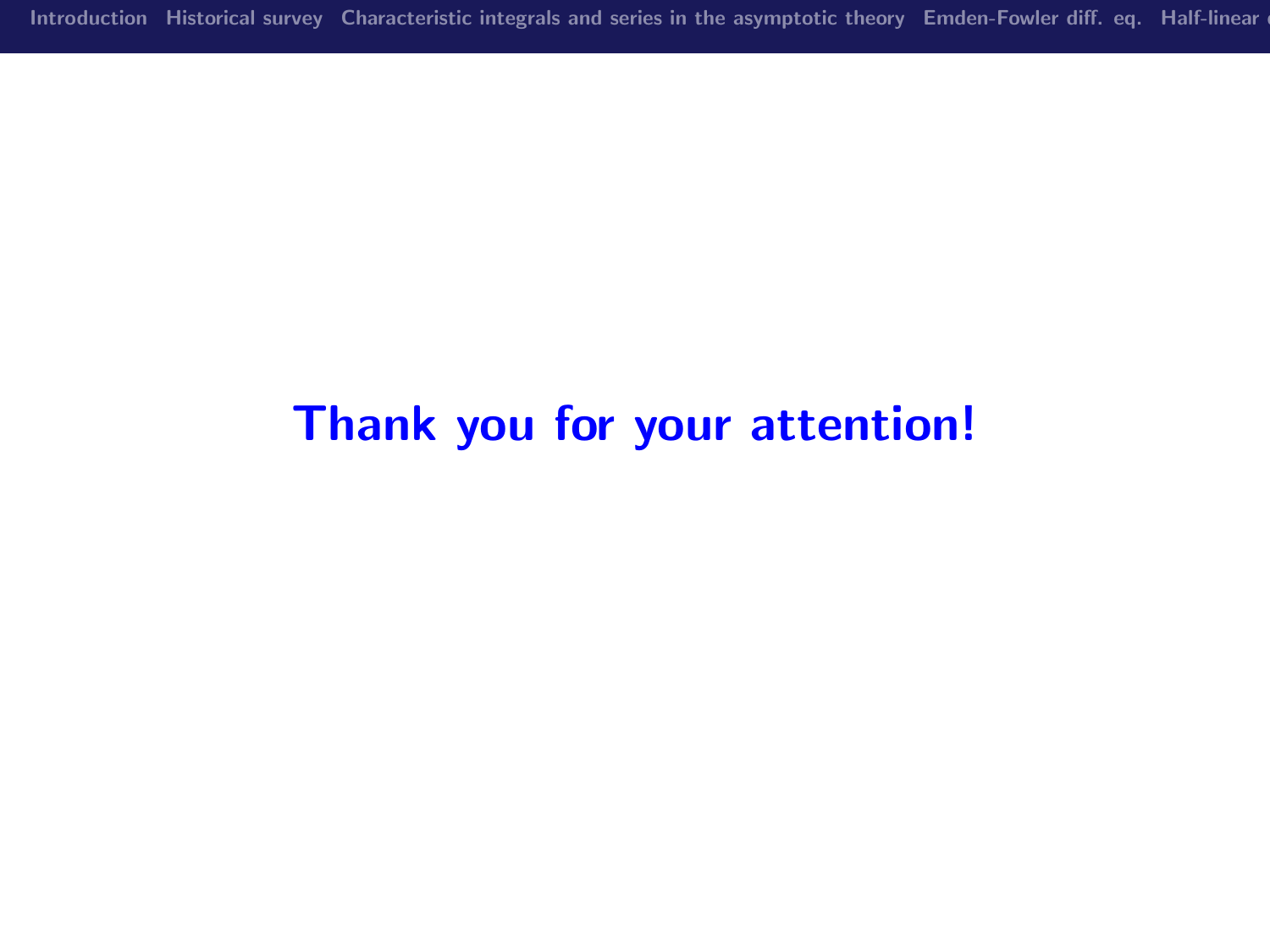**Thank you for your attention!**